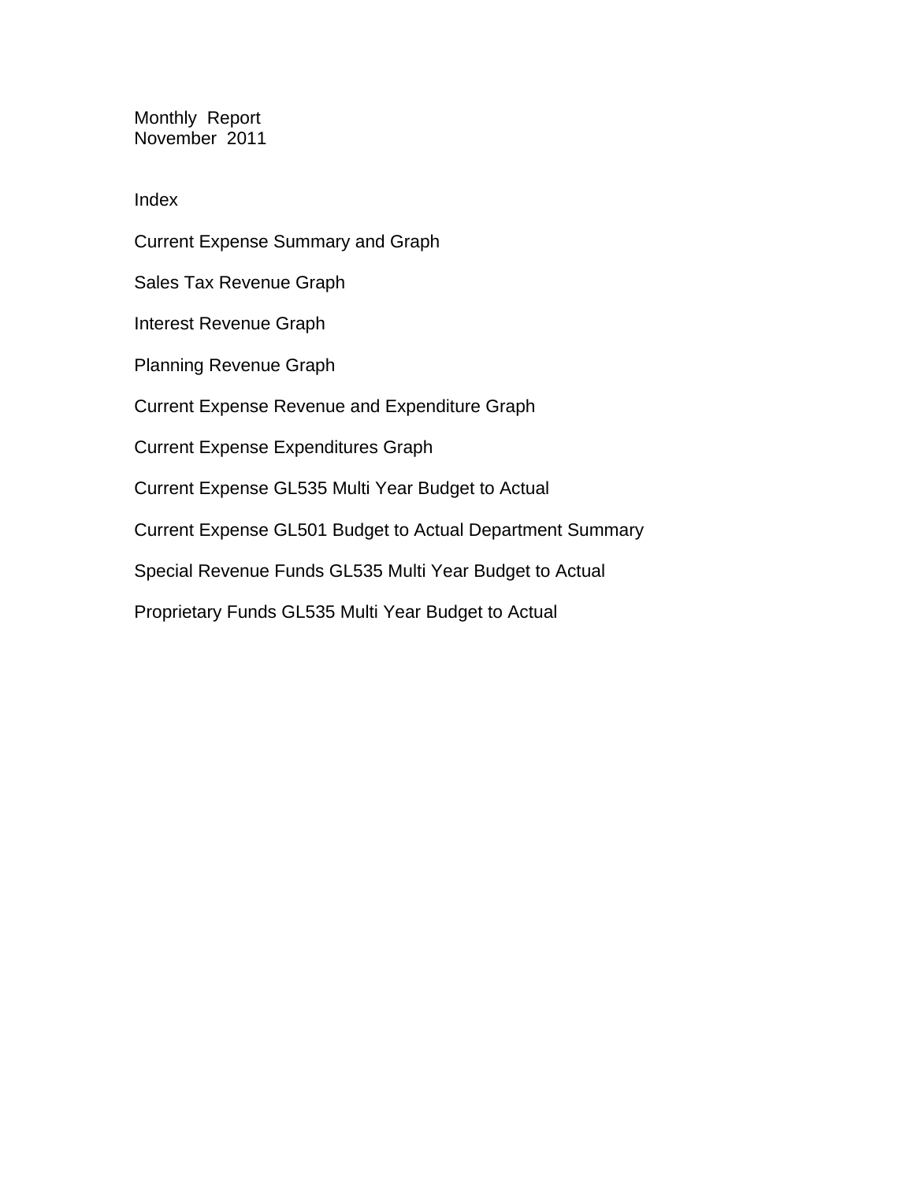# Monthly Report
## November 2011

## Index

Current Expense Summary and Graph

Sales Tax Revenue Graph

Interest Revenue Graph

Planning Revenue Graph

Current Expense Revenue and Expenditure Graph

Current Expense Expenditures Graph

Current Expense GL535 Multi Year Budget to Actual

Current Expense GL501 Budget to Actual Department Summary

Special Revenue Funds GL535 Multi Year Budget to Actual

Proprietary Funds GL535 Multi Year Budget to Actual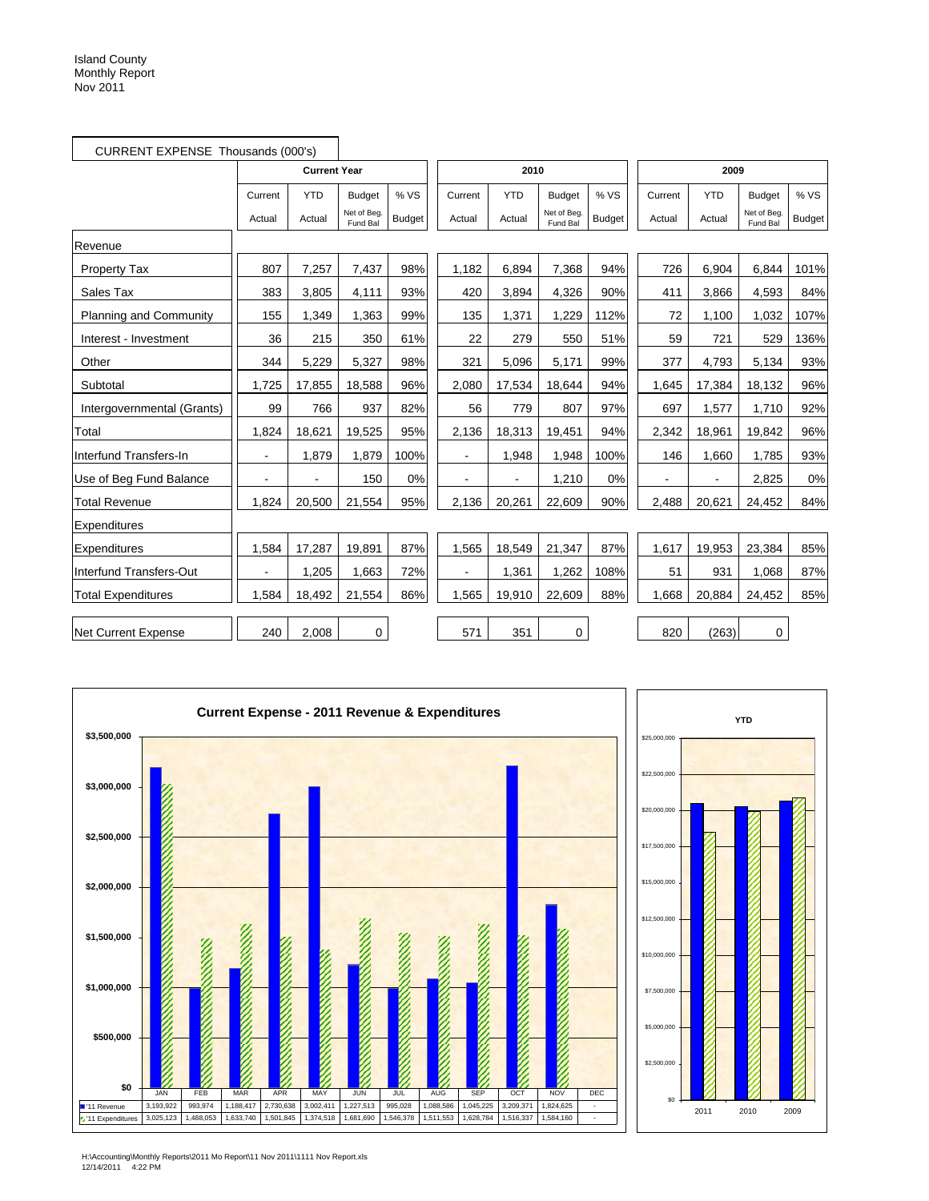Island County
Monthly Report
Nov 2011

CURRENT EXPENSE Thousands (000's)

| | Current Year | | | | 2010 | | | | 2009 | | | |
|---|---|---|---|---|---|---|---|---|---|---|---|---|
| | Current Actual | YTD Actual | Budget Net of Beg. Fund Bal | % VS Budget | Current Actual | YTD Actual | Budget Net of Beg. Fund Bal | % VS Budget | Current Actual | YTD Actual | Budget Net of Beg. Fund Bal | % VS Budget |
| **Revenue** | | | | | | | | | | | | |
| Property Tax | 807 | 7,257 | 7,437 | 98% | 1,182 | 6,894 | 7,368 | 94% | 726 | 6,904 | 6,844 | 101% |
| Sales Tax | 383 | 3,805 | 4,111 | 93% | 420 | 3,894 | 4,326 | 90% | 411 | 3,866 | 4,593 | 84% |
| Planning and Community | 155 | 1,349 | 1,363 | 99% | 135 | 1,371 | 1,229 | 112% | 72 | 1,100 | 1,032 | 107% |
| Interest - Investment | 36 | 215 | 350 | 61% | 22 | 279 | 550 | 51% | 59 | 721 | 529 | 136% |
| Other | 344 | 5,229 | 5,327 | 98% | 321 | 5,096 | 5,171 | 99% | 377 | 4,793 | 5,134 | 93% |
| Subtotal | 1,725 | 17,855 | 18,588 | 96% | 2,080 | 17,534 | 18,644 | 94% | 1,645 | 17,384 | 18,132 | 96% |
| Intergovernmental (Grants) | 99 | 766 | 937 | 82% | 56 | 779 | 807 | 97% | 697 | 1,577 | 1,710 | 92% |
| Total | 1,824 | 18,621 | 19,525 | 95% | 2,136 | 18,313 | 19,451 | 94% | 2,342 | 18,961 | 19,842 | 96% |
| Interfund Transfers-In | - | 1,879 | 1,879 | 100% | - | 1,948 | 1,948 | 100% | 146 | 1,660 | 1,785 | 93% |
| Use of Beg Fund Balance | - | - | 150 | 0% | - | - | 1,210 | 0% | - | - | 2,825 | 0% |
| Total Revenue | 1,824 | 20,500 | 21,554 | 95% | 2,136 | 20,261 | 22,609 | 90% | 2,488 | 20,621 | 24,452 | 84% |
| **Expenditures** | | | | | | | | | | | | |
| Expenditures | 1,584 | 17,287 | 19,891 | 87% | 1,565 | 18,549 | 21,347 | 87% | 1,617 | 19,953 | 23,384 | 85% |
| Interfund Transfers-Out | - | 1,205 | 1,663 | 72% | - | 1,361 | 1,262 | 108% | 51 | 931 | 1,068 | 87% |
| Total Expenditures | 1,584 | 18,492 | 21,554 | 86% | 1,565 | 19,910 | 22,609 | 88% | 1,668 | 20,884 | 24,452 | 85% |
| Net Current Expense | 240 | 2,008 | 0 | | 571 | 351 | 0 | | 820 | (263) | 0 | |

**Current Expense - 2011 Revenue & Expenditures**

| | JAN | FEB | MAR | APR | MAY | JUN | JUL | AUG | SEP | OCT | NOV | DEC |
|---|---|---|---|---|---|---|---|---|---|---|---|---|
| '11 Revenue | 3,193,922 | 993,974 | 1,188,417 | 2,730,638 | 3,002,411 | 1,227,513 | 995,028 | 1,088,586 | 1,045,225 | 3,209,371 | 1,824,625 | - |
| '11 Expenditures | 3,025,123 | 1,488,053 | 1,633,740 | 1,501,845 | 1,374,518 | 1,681,690 | 1,546,378 | 1,511,553 | 1,628,784 | 1,516,337 | 1,584,160 | - |

**YTD**

H:\Accounting\Monthly Reports\2011 Mo Report\11 Nov 2011\1111 Nov Report.xls
12/14/2011 4:22 PM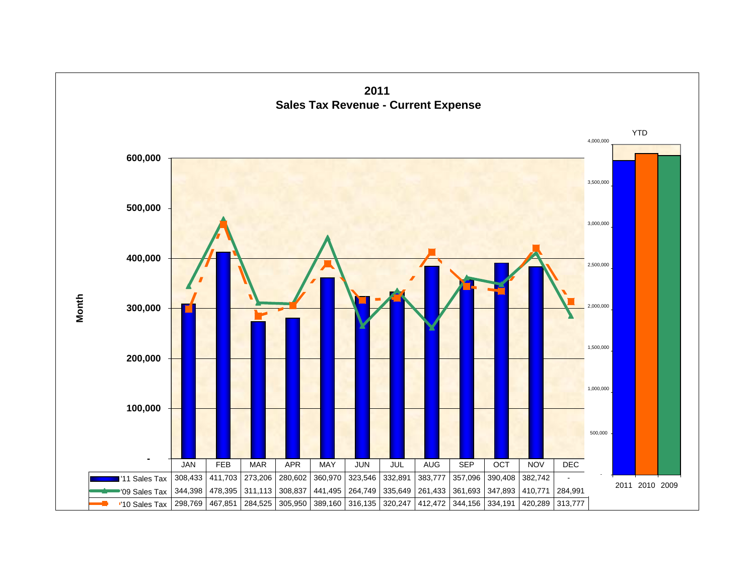# 2011
## Sales Tax Revenue - Current Expense

| | JAN | FEB | MAR | APR | MAY | JUN | JUL | AUG | SEP | OCT | NOV | DEC |
|---|---|---|---|---|---|---|---|---|---|---|---|---|
| '11 Sales Tax | 308,433 | 411,703 | 273,206 | 280,602 | 360,970 | 323,546 | 332,891 | 383,777 | 357,096 | 390,408 | 382,742 | - |
| '09 Sales Tax | 344,398 | 478,395 | 311,113 | 308,837 | 441,495 | 264,749 | 335,649 | 261,433 | 361,693 | 347,893 | 410,771 | 284,991 |
| '10 Sales Tax | 298,769 | 467,851 | 284,525 | 305,950 | 389,160 | 316,135 | 320,247 | 412,472 | 344,156 | 334,191 | 420,289 | 313,777 |

Month

YTD

2011 2010 2009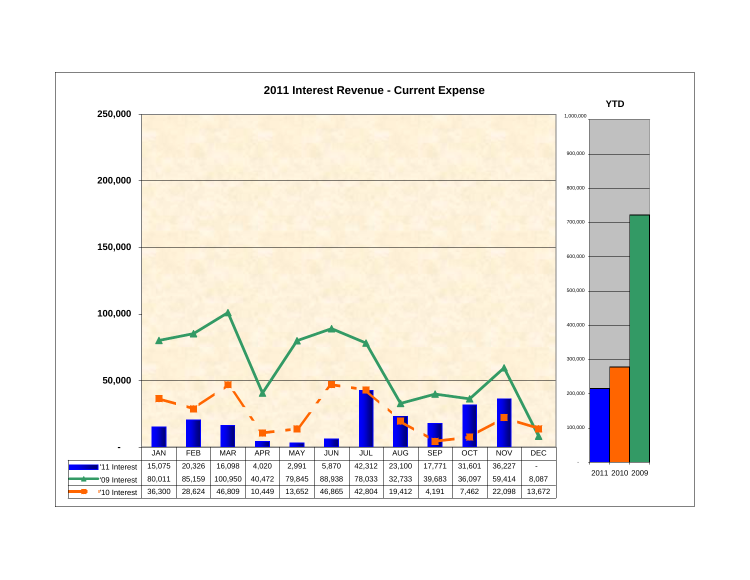## 2011 Interest Revenue - Current Expense

| | JAN | FEB | MAR | APR | MAY | JUN | JUL | AUG | SEP | OCT | NOV | DEC |
|---|---|---|---|---|---|---|---|---|---|---|---|---|
| '11 Interest | 15,075 | 20,326 | 16,098 | 4,020 | 2,991 | 5,870 | 42,312 | 23,100 | 17,771 | 31,601 | 36,227 | - |
| '09 Interest | 80,011 | 85,159 | 100,950 | 40,472 | 79,845 | 88,938 | 78,033 | 32,733 | 39,683 | 36,097 | 59,414 | 8,087 |
| '10 Interest | 36,300 | 28,624 | 46,809 | 10,449 | 13,652 | 46,865 | 42,804 | 19,412 | 4,191 | 7,462 | 22,098 | 13,672 |

**YTD**

2011 2010 2009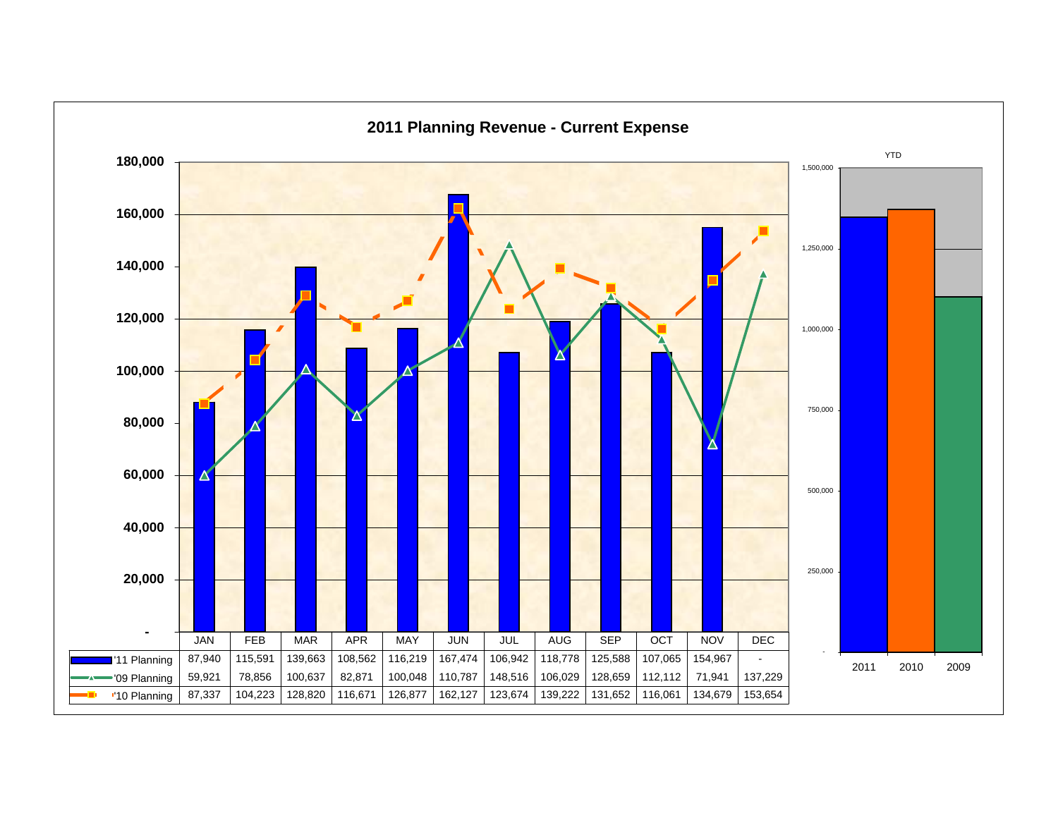# 2011 Planning Revenue - Current Expense

| | JAN | FEB | MAR | APR | MAY | JUN | JUL | AUG | SEP | OCT | NOV | DEC |
|---|---|---|---|---|---|---|---|---|---|---|---|---|
| '11 Planning | 87,940 | 115,591 | 139,663 | 108,562 | 116,219 | 167,474 | 106,942 | 118,778 | 125,588 | 107,065 | 154,967 | - |
| '09 Planning | 59,921 | 78,856 | 100,637 | 82,871 | 100,048 | 110,787 | 148,516 | 106,029 | 128,659 | 112,112 | 71,941 | 137,229 |
| '10 Planning | 87,337 | 104,223 | 128,820 | 116,671 | 126,877 | 162,127 | 123,674 | 139,222 | 131,652 | 116,061 | 134,679 | 153,654 |

YTD

| 2011 | 2010 | 2009 |
|---|---|---|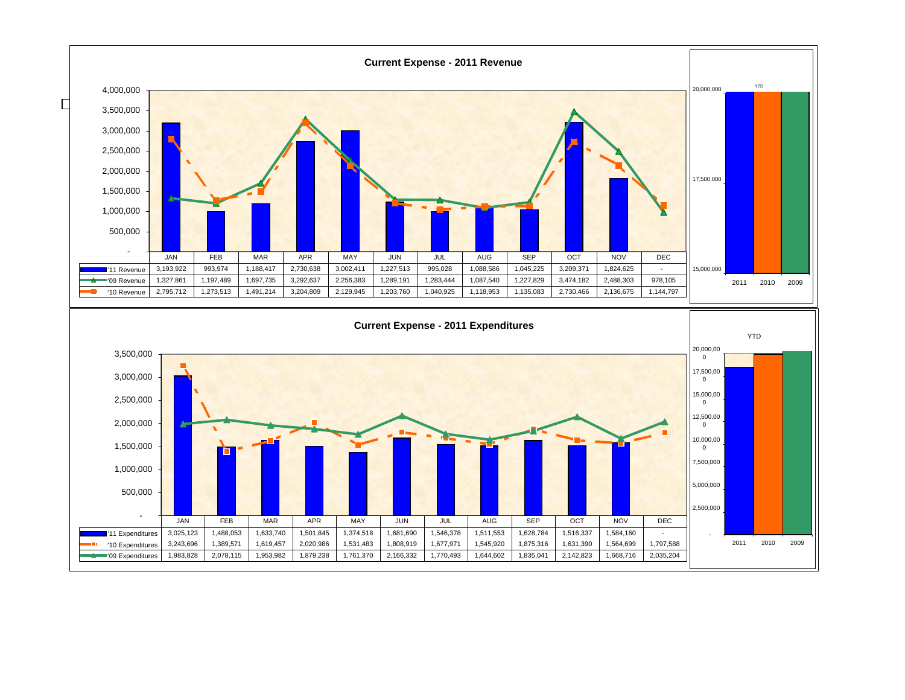## Current Expense - 2011 Revenue

| | JAN | FEB | MAR | APR | MAY | JUN | JUL | AUG | SEP | OCT | NOV | DEC |
|---|---|---|---|---|---|---|---|---|---|---|---|---|
| '11 Revenue | 3,193,922 | 993,974 | 1,188,417 | 2,730,638 | 3,002,411 | 1,227,513 | 995,028 | 1,088,586 | 1,045,225 | 3,209,371 | 1,824,625 | - |
| '09 Revenue | 1,327,861 | 1,197,489 | 1,697,735 | 3,292,637 | 2,256,383 | 1,289,191 | 1,283,444 | 1,087,540 | 1,227,829 | 3,474,182 | 2,488,303 | 978,105 |
| '10 Revenue | 2,795,712 | 1,273,513 | 1,491,214 | 3,204,809 | 2,129,945 | 1,203,760 | 1,040,925 | 1,118,953 | 1,135,083 | 2,730,466 | 2,136,675 | 1,144,797 |

YTD: 2011, 2010, 2009

## Current Expense - 2011 Expenditures

| | JAN | FEB | MAR | APR | MAY | JUN | JUL | AUG | SEP | OCT | NOV | DEC |
|---|---|---|---|---|---|---|---|---|---|---|---|---|
| '11 Expenditures | 3,025,123 | 1,488,053 | 1,633,740 | 1,501,845 | 1,374,518 | 1,681,690 | 1,546,378 | 1,511,553 | 1,628,784 | 1,516,337 | 1,584,160 | - |
| '10 Expenditures | 3,243,696 | 1,389,571 | 1,619,457 | 2,020,986 | 1,531,483 | 1,808,919 | 1,677,971 | 1,545,920 | 1,875,316 | 1,631,390 | 1,564,699 | 1,797,588 |
| '09 Expenditures | 1,983,828 | 2,078,115 | 1,953,982 | 1,879,238 | 1,761,370 | 2,166,332 | 1,770,493 | 1,644,602 | 1,835,041 | 2,142,823 | 1,668,716 | 2,035,204 |

YTD: 2011, 2010, 2009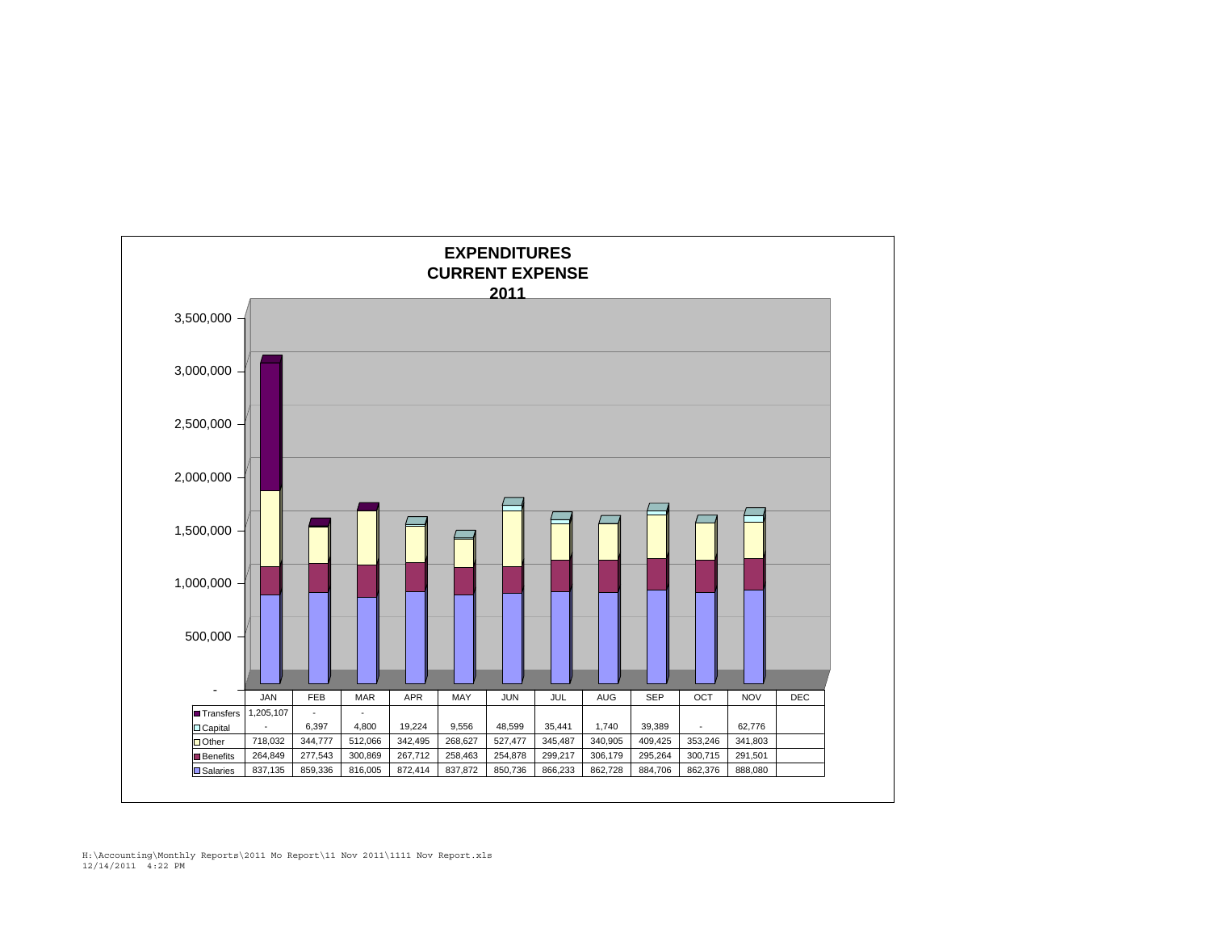# EXPENDITURES
## CURRENT EXPENSE
## 2011

| | JAN | FEB | MAR | APR | MAY | JUN | JUL | AUG | SEP | OCT | NOV | DEC |
|---|---|---|---|---|---|---|---|---|---|---|---|---|
| Transfers | 1,205,107 | - | - | | | | | | | | | |
| Capital | - | 6,397 | 4,800 | 19,224 | 9,556 | 48,599 | 35,441 | 1,740 | 39,389 | - | 62,776 | |
| Other | 718,032 | 344,777 | 512,066 | 342,495 | 268,627 | 527,477 | 345,487 | 340,905 | 409,425 | 353,246 | 341,803 | |
| Benefits | 264,849 | 277,543 | 300,869 | 267,712 | 258,463 | 254,878 | 299,217 | 306,179 | 295,264 | 300,715 | 291,501 | |
| Salaries | 837,135 | 859,336 | 816,005 | 872,414 | 837,872 | 850,736 | 866,233 | 862,728 | 884,706 | 862,376 | 888,080 | |

H:\Accounting\Monthly Reports\2011 Mo Report\11 Nov 2011\1111 Nov Report.xls
12/14/2011 4:22 PM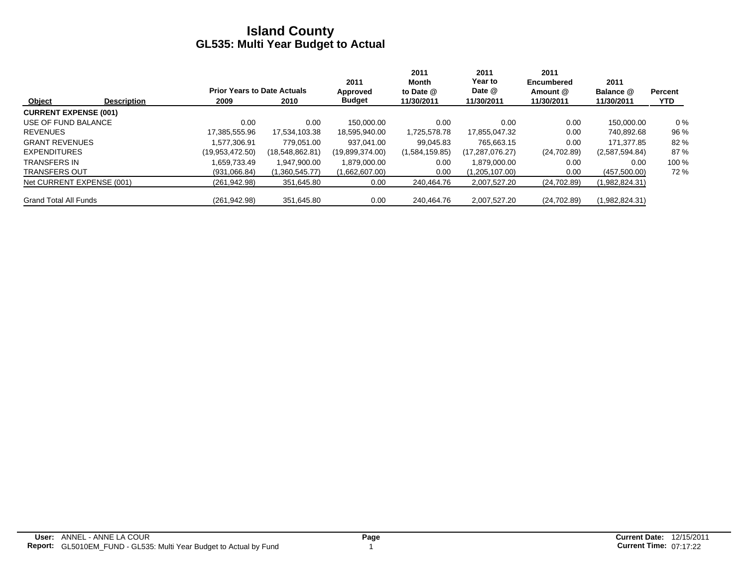# Island County
## GL535: Multi Year Budget to Actual

| Object | Description | Prior Years to Date Actuals 2009 | 2010 | 2011 Approved Budget | 2011 Month to Date @ 11/30/2011 | 2011 Year to Date @ 11/30/2011 | 2011 Encumbered Amount @ 11/30/2011 | 2011 Balance @ 11/30/2011 | Percent YTD |
|---|---|---|---|---|---|---|---|---|---|
| **CURRENT EXPENSE (001)** | | | | | | | | | |
| USE OF FUND BALANCE | | 0.00 | 0.00 | 150,000.00 | 0.00 | 0.00 | 0.00 | 150,000.00 | 0 % |
| REVENUES | | 17,385,555.96 | 17,534,103.38 | 18,595,940.00 | 1,725,578.78 | 17,855,047.32 | 0.00 | 740,892.68 | 96 % |
| GRANT REVENUES | | 1,577,306.91 | 779,051.00 | 937,041.00 | 99,045.83 | 765,663.15 | 0.00 | 171,377.85 | 82 % |
| EXPENDITURES | | (19,953,472.50) | (18,548,862.81) | (19,899,374.00) | (1,584,159.85) | (17,287,076.27) | (24,702.89) | (2,587,594.84) | 87 % |
| TRANSFERS IN | | 1,659,733.49 | 1,947,900.00 | 1,879,000.00 | 0.00 | 1,879,000.00 | 0.00 | 0.00 | 100 % |
| TRANSFERS OUT | | (931,066.84) | (1,360,545.77) | (1,662,607.00) | 0.00 | (1,205,107.00) | 0.00 | (457,500.00) | 72 % |
| Net CURRENT EXPENSE (001) | | (261,942.98) | 351,645.80 | 0.00 | 240,464.76 | 2,007,527.20 | (24,702.89) | (1,982,824.31) | |
| Grand Total All Funds | | (261,942.98) | 351,645.80 | 0.00 | 240,464.76 | 2,007,527.20 | (24,702.89) | (1,982,824.31) | |

**User:** ANNEL - ANNE LA COUR
**Report:** GL5010EM_FUND - GL535: Multi Year Budget to Actual by Fund
**Current Date:** 12/15/2011
**Current Time:** 07:17:22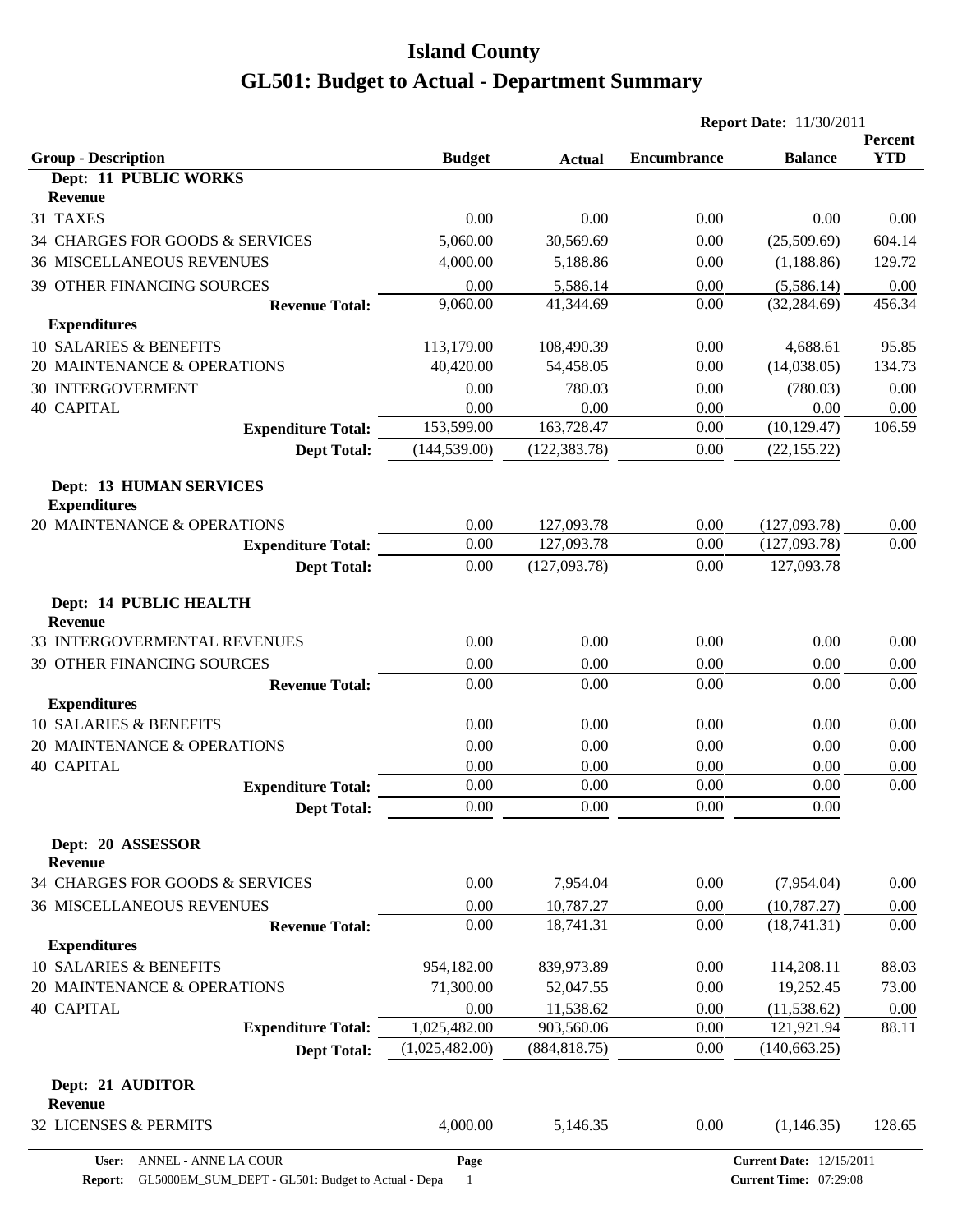# Island County

# GL501: Budget to Actual - Department Summary

**Report Date:** 11/30/2011

| Group - Description | Budget | Actual | Encumbrance | Balance | Percent YTD |
|---|---|---|---|---|---|
| **Dept: 11 PUBLIC WORKS** | | | | | |
| **Revenue** | | | | | |
| 31 TAXES | 0.00 | 0.00 | 0.00 | 0.00 | 0.00 |
| 34 CHARGES FOR GOODS & SERVICES | 5,060.00 | 30,569.69 | 0.00 | (25,509.69) | 604.14 |
| 36 MISCELLANEOUS REVENUES | 4,000.00 | 5,188.86 | 0.00 | (1,188.86) | 129.72 |
| 39 OTHER FINANCING SOURCES | 0.00 | 5,586.14 | 0.00 | (5,586.14) | 0.00 |
| **Revenue Total:** | 9,060.00 | 41,344.69 | 0.00 | (32,284.69) | 456.34 |
| **Expenditures** | | | | | |
| 10 SALARIES & BENEFITS | 113,179.00 | 108,490.39 | 0.00 | 4,688.61 | 95.85 |
| 20 MAINTENANCE & OPERATIONS | 40,420.00 | 54,458.05 | 0.00 | (14,038.05) | 134.73 |
| 30 INTERGOVERMENT | 0.00 | 780.03 | 0.00 | (780.03) | 0.00 |
| 40 CAPITAL | 0.00 | 0.00 | 0.00 | 0.00 | 0.00 |
| **Expenditure Total:** | 153,599.00 | 163,728.47 | 0.00 | (10,129.47) | 106.59 |
| **Dept Total:** | (144,539.00) | (122,383.78) | 0.00 | (22,155.22) | |
| **Dept: 13 HUMAN SERVICES** | | | | | |
| **Expenditures** | | | | | |
| 20 MAINTENANCE & OPERATIONS | 0.00 | 127,093.78 | 0.00 | (127,093.78) | 0.00 |
| **Expenditure Total:** | 0.00 | 127,093.78 | 0.00 | (127,093.78) | 0.00 |
| **Dept Total:** | 0.00 | (127,093.78) | 0.00 | 127,093.78 | |
| **Dept: 14 PUBLIC HEALTH** | | | | | |
| **Revenue** | | | | | |
| 33 INTERGOVERMENTAL REVENUES | 0.00 | 0.00 | 0.00 | 0.00 | 0.00 |
| 39 OTHER FINANCING SOURCES | 0.00 | 0.00 | 0.00 | 0.00 | 0.00 |
| **Revenue Total:** | 0.00 | 0.00 | 0.00 | 0.00 | 0.00 |
| **Expenditures** | | | | | |
| 10 SALARIES & BENEFITS | 0.00 | 0.00 | 0.00 | 0.00 | 0.00 |
| 20 MAINTENANCE & OPERATIONS | 0.00 | 0.00 | 0.00 | 0.00 | 0.00 |
| 40 CAPITAL | 0.00 | 0.00 | 0.00 | 0.00 | 0.00 |
| **Expenditure Total:** | 0.00 | 0.00 | 0.00 | 0.00 | 0.00 |
| **Dept Total:** | 0.00 | 0.00 | 0.00 | 0.00 | |
| **Dept: 20 ASSESSOR** | | | | | |
| **Revenue** | | | | | |
| 34 CHARGES FOR GOODS & SERVICES | 0.00 | 7,954.04 | 0.00 | (7,954.04) | 0.00 |
| 36 MISCELLANEOUS REVENUES | 0.00 | 10,787.27 | 0.00 | (10,787.27) | 0.00 |
| **Revenue Total:** | 0.00 | 18,741.31 | 0.00 | (18,741.31) | 0.00 |
| **Expenditures** | | | | | |
| 10 SALARIES & BENEFITS | 954,182.00 | 839,973.89 | 0.00 | 114,208.11 | 88.03 |
| 20 MAINTENANCE & OPERATIONS | 71,300.00 | 52,047.55 | 0.00 | 19,252.45 | 73.00 |
| 40 CAPITAL | 0.00 | 11,538.62 | 0.00 | (11,538.62) | 0.00 |
| **Expenditure Total:** | 1,025,482.00 | 903,560.06 | 0.00 | 121,921.94 | 88.11 |
| **Dept Total:** | (1,025,482.00) | (884,818.75) | 0.00 | (140,663.25) | |
| **Dept: 21 AUDITOR** | | | | | |
| **Revenue** | | | | | |
| 32 LICENSES & PERMITS | 4,000.00 | 5,146.35 | 0.00 | (1,146.35) | 128.65 |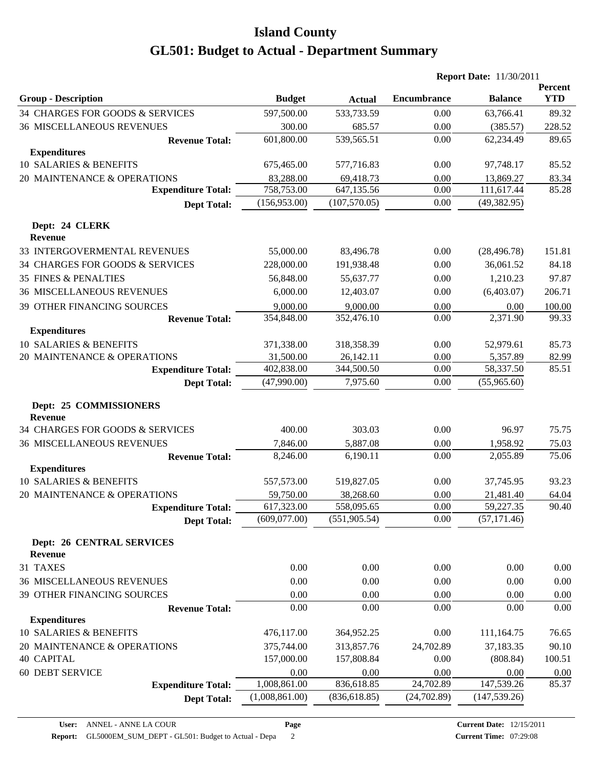# Island County

# GL501: Budget to Actual - Department Summary

**Report Date:** 11/30/2011

| Group - Description | Budget | Actual | Encumbrance | Balance | Percent YTD |
|---|---|---|---|---|---|
| 34 CHARGES FOR GOODS & SERVICES | 597,500.00 | 533,733.59 | 0.00 | 63,766.41 | 89.32 |
| 36 MISCELLANEOUS REVENUES | 300.00 | 685.57 | 0.00 | (385.57) | 228.52 |
| **Revenue Total:** | 601,800.00 | 539,565.51 | 0.00 | 62,234.49 | 89.65 |
| **Expenditures** | | | | | |
| 10 SALARIES & BENEFITS | 675,465.00 | 577,716.83 | 0.00 | 97,748.17 | 85.52 |
| 20 MAINTENANCE & OPERATIONS | 83,288.00 | 69,418.73 | 0.00 | 13,869.27 | 83.34 |
| **Expenditure Total:** | 758,753.00 | 647,135.56 | 0.00 | 111,617.44 | 85.28 |
| **Dept Total:** | (156,953.00) | (107,570.05) | 0.00 | (49,382.95) | |
| **Dept: 24 CLERK** | | | | | |
| **Revenue** | | | | | |
| 33 INTERGOVERMENTAL REVENUES | 55,000.00 | 83,496.78 | 0.00 | (28,496.78) | 151.81 |
| 34 CHARGES FOR GOODS & SERVICES | 228,000.00 | 191,938.48 | 0.00 | 36,061.52 | 84.18 |
| 35 FINES & PENALTIES | 56,848.00 | 55,637.77 | 0.00 | 1,210.23 | 97.87 |
| 36 MISCELLANEOUS REVENUES | 6,000.00 | 12,403.07 | 0.00 | (6,403.07) | 206.71 |
| 39 OTHER FINANCING SOURCES | 9,000.00 | 9,000.00 | 0.00 | 0.00 | 100.00 |
| **Revenue Total:** | 354,848.00 | 352,476.10 | 0.00 | 2,371.90 | 99.33 |
| **Expenditures** | | | | | |
| 10 SALARIES & BENEFITS | 371,338.00 | 318,358.39 | 0.00 | 52,979.61 | 85.73 |
| 20 MAINTENANCE & OPERATIONS | 31,500.00 | 26,142.11 | 0.00 | 5,357.89 | 82.99 |
| **Expenditure Total:** | 402,838.00 | 344,500.50 | 0.00 | 58,337.50 | 85.51 |
| **Dept Total:** | (47,990.00) | 7,975.60 | 0.00 | (55,965.60) | |
| **Dept: 25 COMMISSIONERS** | | | | | |
| **Revenue** | | | | | |
| 34 CHARGES FOR GOODS & SERVICES | 400.00 | 303.03 | 0.00 | 96.97 | 75.75 |
| 36 MISCELLANEOUS REVENUES | 7,846.00 | 5,887.08 | 0.00 | 1,958.92 | 75.03 |
| **Revenue Total:** | 8,246.00 | 6,190.11 | 0.00 | 2,055.89 | 75.06 |
| **Expenditures** | | | | | |
| 10 SALARIES & BENEFITS | 557,573.00 | 519,827.05 | 0.00 | 37,745.95 | 93.23 |
| 20 MAINTENANCE & OPERATIONS | 59,750.00 | 38,268.60 | 0.00 | 21,481.40 | 64.04 |
| **Expenditure Total:** | 617,323.00 | 558,095.65 | 0.00 | 59,227.35 | 90.40 |
| **Dept Total:** | (609,077.00) | (551,905.54) | 0.00 | (57,171.46) | |
| **Dept: 26 CENTRAL SERVICES** | | | | | |
| **Revenue** | | | | | |
| 31 TAXES | 0.00 | 0.00 | 0.00 | 0.00 | 0.00 |
| 36 MISCELLANEOUS REVENUES | 0.00 | 0.00 | 0.00 | 0.00 | 0.00 |
| 39 OTHER FINANCING SOURCES | 0.00 | 0.00 | 0.00 | 0.00 | 0.00 |
| **Revenue Total:** | 0.00 | 0.00 | 0.00 | 0.00 | 0.00 |
| **Expenditures** | | | | | |
| 10 SALARIES & BENEFITS | 476,117.00 | 364,952.25 | 0.00 | 111,164.75 | 76.65 |
| 20 MAINTENANCE & OPERATIONS | 375,744.00 | 313,857.76 | 24,702.89 | 37,183.35 | 90.10 |
| 40 CAPITAL | 157,000.00 | 157,808.84 | 0.00 | (808.84) | 100.51 |
| 60 DEBT SERVICE | 0.00 | 0.00 | 0.00 | 0.00 | 0.00 |
| **Expenditure Total:** | 1,008,861.00 | 836,618.85 | 24,702.89 | 147,539.26 | 85.37 |
| **Dept Total:** | (1,008,861.00) | (836,618.85) | (24,702.89) | (147,539.26) | |

**User:** ANNEL - ANNE LA COUR
**Report:** GL5000EM_SUM_DEPT - GL501: Budget to Actual - Depa
**Current Date:** 12/15/2011
**Current Time:** 07:29:08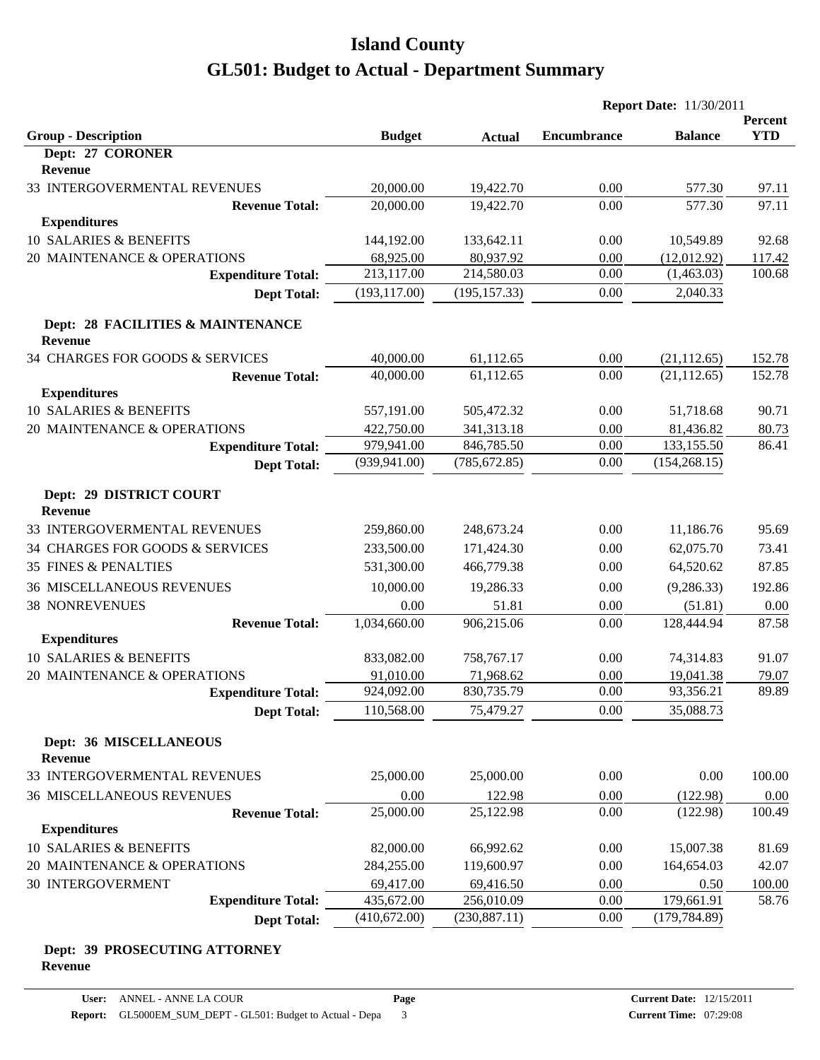# Island County

# GL501: Budget to Actual - Department Summary

**Report Date:** 11/30/2011

| Group - Description | Budget | Actual | Encumbrance | Balance | Percent YTD |
|---|---|---|---|---|---|
| **Dept: 27 CORONER** | | | | | |
| **Revenue** | | | | | |
| 33 INTERGOVERMENTAL REVENUES | 20,000.00 | 19,422.70 | 0.00 | 577.30 | 97.11 |
| **Revenue Total:** | 20,000.00 | 19,422.70 | 0.00 | 577.30 | 97.11 |
| **Expenditures** | | | | | |
| 10 SALARIES & BENEFITS | 144,192.00 | 133,642.11 | 0.00 | 10,549.89 | 92.68 |
| 20 MAINTENANCE & OPERATIONS | 68,925.00 | 80,937.92 | 0.00 | (12,012.92) | 117.42 |
| **Expenditure Total:** | 213,117.00 | 214,580.03 | 0.00 | (1,463.03) | 100.68 |
| **Dept Total:** | (193,117.00) | (195,157.33) | 0.00 | 2,040.33 | |
| **Dept: 28 FACILITIES & MAINTENANCE** | | | | | |
| **Revenue** | | | | | |
| 34 CHARGES FOR GOODS & SERVICES | 40,000.00 | 61,112.65 | 0.00 | (21,112.65) | 152.78 |
| **Revenue Total:** | 40,000.00 | 61,112.65 | 0.00 | (21,112.65) | 152.78 |
| **Expenditures** | | | | | |
| 10 SALARIES & BENEFITS | 557,191.00 | 505,472.32 | 0.00 | 51,718.68 | 90.71 |
| 20 MAINTENANCE & OPERATIONS | 422,750.00 | 341,313.18 | 0.00 | 81,436.82 | 80.73 |
| **Expenditure Total:** | 979,941.00 | 846,785.50 | 0.00 | 133,155.50 | 86.41 |
| **Dept Total:** | (939,941.00) | (785,672.85) | 0.00 | (154,268.15) | |
| **Dept: 29 DISTRICT COURT** | | | | | |
| **Revenue** | | | | | |
| 33 INTERGOVERMENTAL REVENUES | 259,860.00 | 248,673.24 | 0.00 | 11,186.76 | 95.69 |
| 34 CHARGES FOR GOODS & SERVICES | 233,500.00 | 171,424.30 | 0.00 | 62,075.70 | 73.41 |
| 35 FINES & PENALTIES | 531,300.00 | 466,779.38 | 0.00 | 64,520.62 | 87.85 |
| 36 MISCELLANEOUS REVENUES | 10,000.00 | 19,286.33 | 0.00 | (9,286.33) | 192.86 |
| 38 NONREVENUES | 0.00 | 51.81 | 0.00 | (51.81) | 0.00 |
| **Revenue Total:** | 1,034,660.00 | 906,215.06 | 0.00 | 128,444.94 | 87.58 |
| **Expenditures** | | | | | |
| 10 SALARIES & BENEFITS | 833,082.00 | 758,767.17 | 0.00 | 74,314.83 | 91.07 |
| 20 MAINTENANCE & OPERATIONS | 91,010.00 | 71,968.62 | 0.00 | 19,041.38 | 79.07 |
| **Expenditure Total:** | 924,092.00 | 830,735.79 | 0.00 | 93,356.21 | 89.89 |
| **Dept Total:** | 110,568.00 | 75,479.27 | 0.00 | 35,088.73 | |
| **Dept: 36 MISCELLANEOUS** | | | | | |
| **Revenue** | | | | | |
| 33 INTERGOVERMENTAL REVENUES | 25,000.00 | 25,000.00 | 0.00 | 0.00 | 100.00 |
| 36 MISCELLANEOUS REVENUES | 0.00 | 122.98 | 0.00 | (122.98) | 0.00 |
| **Revenue Total:** | 25,000.00 | 25,122.98 | 0.00 | (122.98) | 100.49 |
| **Expenditures** | | | | | |
| 10 SALARIES & BENEFITS | 82,000.00 | 66,992.62 | 0.00 | 15,007.38 | 81.69 |
| 20 MAINTENANCE & OPERATIONS | 284,255.00 | 119,600.97 | 0.00 | 164,654.03 | 42.07 |
| 30 INTERGOVERMENT | 69,417.00 | 69,416.50 | 0.00 | 0.50 | 100.00 |
| **Expenditure Total:** | 435,672.00 | 256,010.09 | 0.00 | 179,661.91 | 58.76 |
| **Dept Total:** | (410,672.00) | (230,887.11) | 0.00 | (179,784.89) | |
| **Dept: 39 PROSECUTING ATTORNEY** | | | | | |
| **Revenue** | | | | | |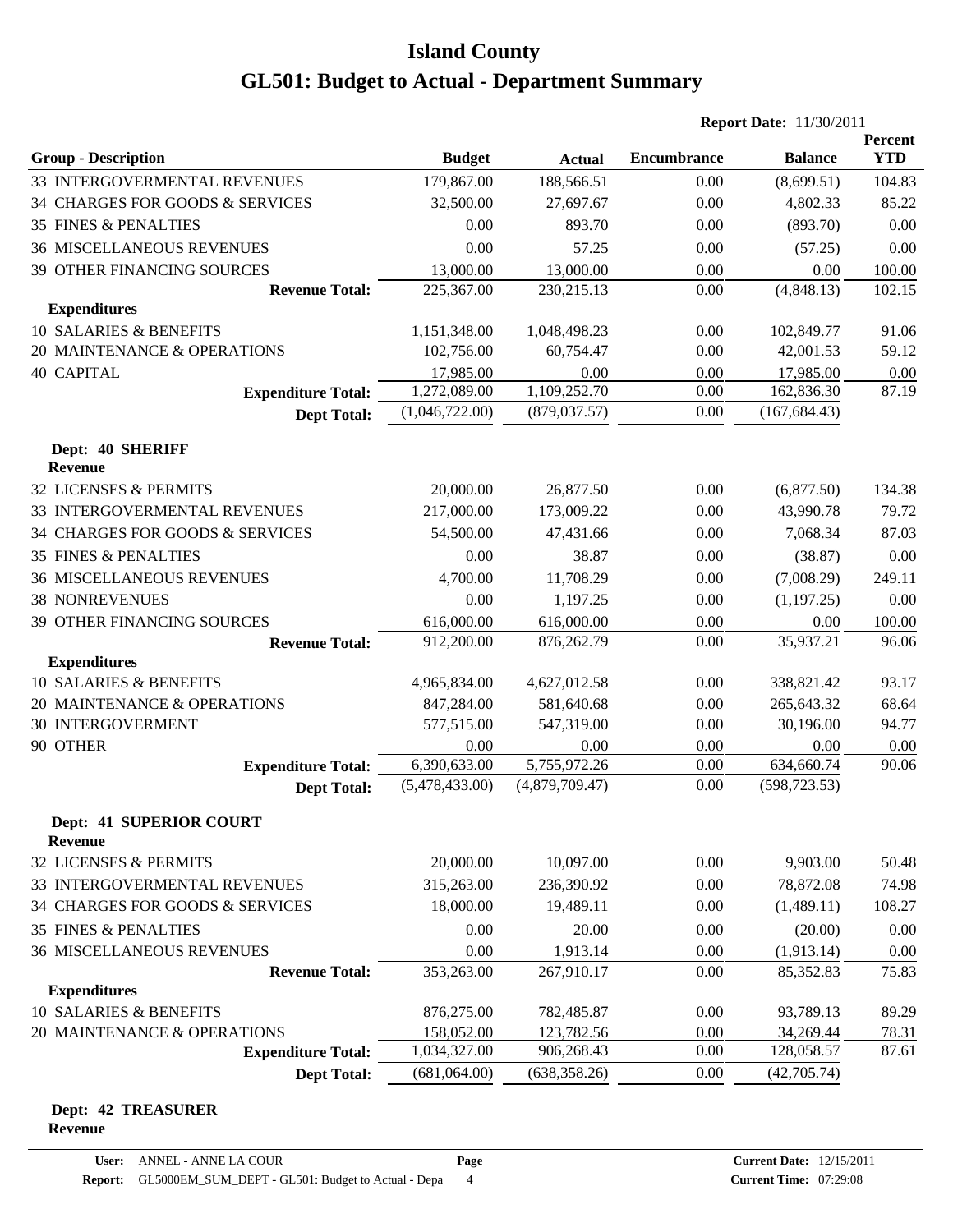# Island County

# GL501: Budget to Actual - Department Summary

**Report Date:** 11/30/2011

| Group - Description | Budget | Actual | Encumbrance | Balance | Percent YTD |
|---|---|---|---|---|---|
| 33 INTERGOVERMENTAL REVENUES | 179,867.00 | 188,566.51 | 0.00 | (8,699.51) | 104.83 |
| 34 CHARGES FOR GOODS & SERVICES | 32,500.00 | 27,697.67 | 0.00 | 4,802.33 | 85.22 |
| 35 FINES & PENALTIES | 0.00 | 893.70 | 0.00 | (893.70) | 0.00 |
| 36 MISCELLANEOUS REVENUES | 0.00 | 57.25 | 0.00 | (57.25) | 0.00 |
| 39 OTHER FINANCING SOURCES | 13,000.00 | 13,000.00 | 0.00 | 0.00 | 100.00 |
| **Revenue Total:** | 225,367.00 | 230,215.13 | 0.00 | (4,848.13) | 102.15 |
| **Expenditures** | | | | | |
| 10 SALARIES & BENEFITS | 1,151,348.00 | 1,048,498.23 | 0.00 | 102,849.77 | 91.06 |
| 20 MAINTENANCE & OPERATIONS | 102,756.00 | 60,754.47 | 0.00 | 42,001.53 | 59.12 |
| 40 CAPITAL | 17,985.00 | 0.00 | 0.00 | 17,985.00 | 0.00 |
| **Expenditure Total:** | 1,272,089.00 | 1,109,252.70 | 0.00 | 162,836.30 | 87.19 |
| **Dept Total:** | (1,046,722.00) | (879,037.57) | 0.00 | (167,684.43) | |

**Dept: 40 SHERIFF**

| Group - Description | Budget | Actual | Encumbrance | Balance | Percent YTD |
|---|---|---|---|---|---|
| **Revenue** | | | | | |
| 32 LICENSES & PERMITS | 20,000.00 | 26,877.50 | 0.00 | (6,877.50) | 134.38 |
| 33 INTERGOVERMENTAL REVENUES | 217,000.00 | 173,009.22 | 0.00 | 43,990.78 | 79.72 |
| 34 CHARGES FOR GOODS & SERVICES | 54,500.00 | 47,431.66 | 0.00 | 7,068.34 | 87.03 |
| 35 FINES & PENALTIES | 0.00 | 38.87 | 0.00 | (38.87) | 0.00 |
| 36 MISCELLANEOUS REVENUES | 4,700.00 | 11,708.29 | 0.00 | (7,008.29) | 249.11 |
| 38 NONREVENUES | 0.00 | 1,197.25 | 0.00 | (1,197.25) | 0.00 |
| 39 OTHER FINANCING SOURCES | 616,000.00 | 616,000.00 | 0.00 | 0.00 | 100.00 |
| **Revenue Total:** | 912,200.00 | 876,262.79 | 0.00 | 35,937.21 | 96.06 |
| **Expenditures** | | | | | |
| 10 SALARIES & BENEFITS | 4,965,834.00 | 4,627,012.58 | 0.00 | 338,821.42 | 93.17 |
| 20 MAINTENANCE & OPERATIONS | 847,284.00 | 581,640.68 | 0.00 | 265,643.32 | 68.64 |
| 30 INTERGOVERMENT | 577,515.00 | 547,319.00 | 0.00 | 30,196.00 | 94.77 |
| 90 OTHER | 0.00 | 0.00 | 0.00 | 0.00 | 0.00 |
| **Expenditure Total:** | 6,390,633.00 | 5,755,972.26 | 0.00 | 634,660.74 | 90.06 |
| **Dept Total:** | (5,478,433.00) | (4,879,709.47) | 0.00 | (598,723.53) | |

**Dept: 41 SUPERIOR COURT**

| Group - Description | Budget | Actual | Encumbrance | Balance | Percent YTD |
|---|---|---|---|---|---|
| **Revenue** | | | | | |
| 32 LICENSES & PERMITS | 20,000.00 | 10,097.00 | 0.00 | 9,903.00 | 50.48 |
| 33 INTERGOVERMENTAL REVENUES | 315,263.00 | 236,390.92 | 0.00 | 78,872.08 | 74.98 |
| 34 CHARGES FOR GOODS & SERVICES | 18,000.00 | 19,489.11 | 0.00 | (1,489.11) | 108.27 |
| 35 FINES & PENALTIES | 0.00 | 20.00 | 0.00 | (20.00) | 0.00 |
| 36 MISCELLANEOUS REVENUES | 0.00 | 1,913.14 | 0.00 | (1,913.14) | 0.00 |
| **Revenue Total:** | 353,263.00 | 267,910.17 | 0.00 | 85,352.83 | 75.83 |
| **Expenditures** | | | | | |
| 10 SALARIES & BENEFITS | 876,275.00 | 782,485.87 | 0.00 | 93,789.13 | 89.29 |
| 20 MAINTENANCE & OPERATIONS | 158,052.00 | 123,782.56 | 0.00 | 34,269.44 | 78.31 |
| **Expenditure Total:** | 1,034,327.00 | 906,268.43 | 0.00 | 128,058.57 | 87.61 |
| **Dept Total:** | (681,064.00) | (638,358.26) | 0.00 | (42,705.74) | |

**Dept: 42 TREASURER**

**Revenue**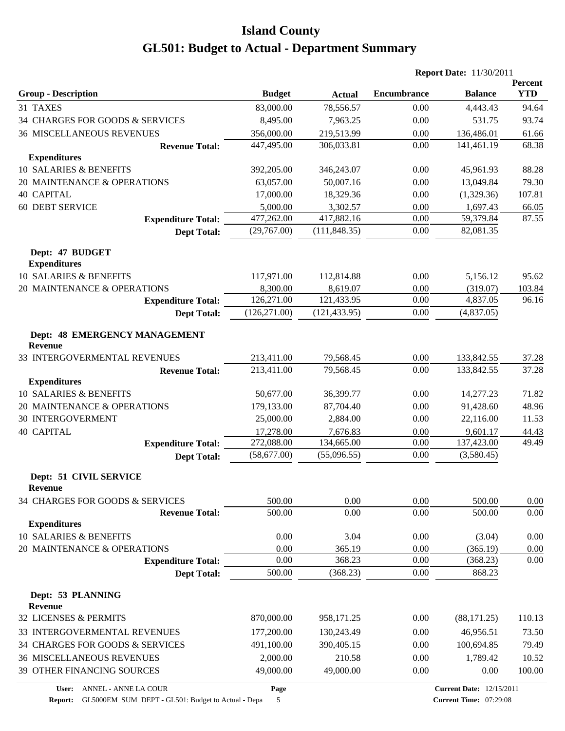# Island County

# GL501: Budget to Actual - Department Summary

**Report Date:** 11/30/2011

| Group - Description | Budget | Actual | Encumbrance | Balance | Percent YTD |
|---|---|---|---|---|---|
| 31 TAXES | 83,000.00 | 78,556.57 | 0.00 | 4,443.43 | 94.64 |
| 34 CHARGES FOR GOODS & SERVICES | 8,495.00 | 7,963.25 | 0.00 | 531.75 | 93.74 |
| 36 MISCELLANEOUS REVENUES | 356,000.00 | 219,513.99 | 0.00 | 136,486.01 | 61.66 |
| **Revenue Total:** | 447,495.00 | 306,033.81 | 0.00 | 141,461.19 | 68.38 |
| **Expenditures** | | | | | |
| 10 SALARIES & BENEFITS | 392,205.00 | 346,243.07 | 0.00 | 45,961.93 | 88.28 |
| 20 MAINTENANCE & OPERATIONS | 63,057.00 | 50,007.16 | 0.00 | 13,049.84 | 79.30 |
| 40 CAPITAL | 17,000.00 | 18,329.36 | 0.00 | (1,329.36) | 107.81 |
| 60 DEBT SERVICE | 5,000.00 | 3,302.57 | 0.00 | 1,697.43 | 66.05 |
| **Expenditure Total:** | 477,262.00 | 417,882.16 | 0.00 | 59,379.84 | 87.55 |
| **Dept Total:** | (29,767.00) | (111,848.35) | 0.00 | 82,081.35 | |
| **Dept: 47 BUDGET** | | | | | |
| **Expenditures** | | | | | |
| 10 SALARIES & BENEFITS | 117,971.00 | 112,814.88 | 0.00 | 5,156.12 | 95.62 |
| 20 MAINTENANCE & OPERATIONS | 8,300.00 | 8,619.07 | 0.00 | (319.07) | 103.84 |
| **Expenditure Total:** | 126,271.00 | 121,433.95 | 0.00 | 4,837.05 | 96.16 |
| **Dept Total:** | (126,271.00) | (121,433.95) | 0.00 | (4,837.05) | |
| **Dept: 48 EMERGENCY MANAGEMENT** | | | | | |
| **Revenue** | | | | | |
| 33 INTERGOVERMENTAL REVENUES | 213,411.00 | 79,568.45 | 0.00 | 133,842.55 | 37.28 |
| **Revenue Total:** | 213,411.00 | 79,568.45 | 0.00 | 133,842.55 | 37.28 |
| **Expenditures** | | | | | |
| 10 SALARIES & BENEFITS | 50,677.00 | 36,399.77 | 0.00 | 14,277.23 | 71.82 |
| 20 MAINTENANCE & OPERATIONS | 179,133.00 | 87,704.40 | 0.00 | 91,428.60 | 48.96 |
| 30 INTERGOVERMENT | 25,000.00 | 2,884.00 | 0.00 | 22,116.00 | 11.53 |
| 40 CAPITAL | 17,278.00 | 7,676.83 | 0.00 | 9,601.17 | 44.43 |
| **Expenditure Total:** | 272,088.00 | 134,665.00 | 0.00 | 137,423.00 | 49.49 |
| **Dept Total:** | (58,677.00) | (55,096.55) | 0.00 | (3,580.45) | |
| **Dept: 51 CIVIL SERVICE** | | | | | |
| **Revenue** | | | | | |
| 34 CHARGES FOR GOODS & SERVICES | 500.00 | 0.00 | 0.00 | 500.00 | 0.00 |
| **Revenue Total:** | 500.00 | 0.00 | 0.00 | 500.00 | 0.00 |
| **Expenditures** | | | | | |
| 10 SALARIES & BENEFITS | 0.00 | 3.04 | 0.00 | (3.04) | 0.00 |
| 20 MAINTENANCE & OPERATIONS | 0.00 | 365.19 | 0.00 | (365.19) | 0.00 |
| **Expenditure Total:** | 0.00 | 368.23 | 0.00 | (368.23) | 0.00 |
| **Dept Total:** | 500.00 | (368.23) | 0.00 | 868.23 | |
| **Dept: 53 PLANNING** | | | | | |
| **Revenue** | | | | | |
| 32 LICENSES & PERMITS | 870,000.00 | 958,171.25 | 0.00 | (88,171.25) | 110.13 |
| 33 INTERGOVERMENTAL REVENUES | 177,200.00 | 130,243.49 | 0.00 | 46,956.51 | 73.50 |
| 34 CHARGES FOR GOODS & SERVICES | 491,100.00 | 390,405.15 | 0.00 | 100,694.85 | 79.49 |
| 36 MISCELLANEOUS REVENUES | 2,000.00 | 210.58 | 0.00 | 1,789.42 | 10.52 |
| 39 OTHER FINANCING SOURCES | 49,000.00 | 49,000.00 | 0.00 | 0.00 | 100.00 |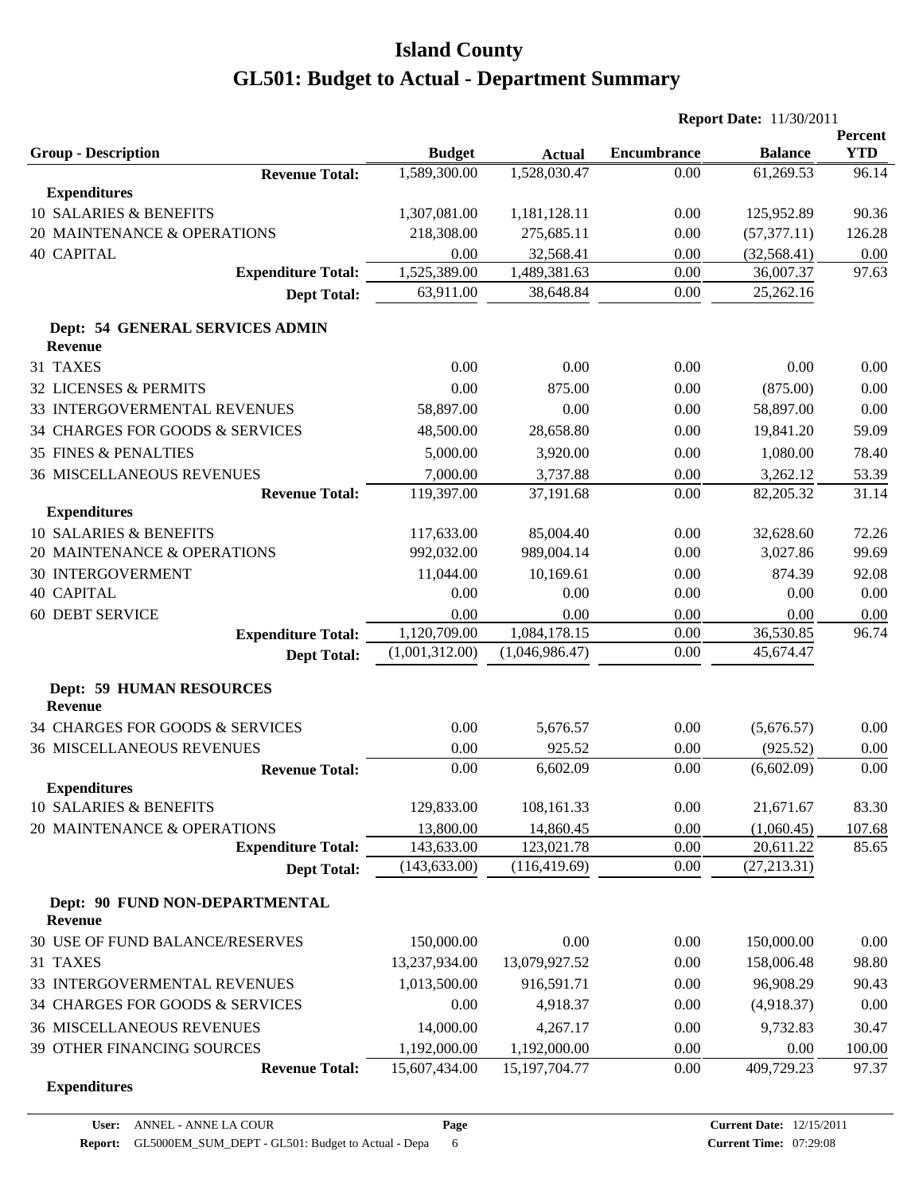# Island County

# GL501: Budget to Actual - Department Summary

**Report Date:** 11/30/2011

| Group - Description | Budget | Actual | Encumbrance | Balance | Percent YTD |
|---|---|---|---|---|---|
| **Revenue Total:** | 1,589,300.00 | 1,528,030.47 | 0.00 | 61,269.53 | 96.14 |
| **Expenditures** | | | | | |
| 10 SALARIES & BENEFITS | 1,307,081.00 | 1,181,128.11 | 0.00 | 125,952.89 | 90.36 |
| 20 MAINTENANCE & OPERATIONS | 218,308.00 | 275,685.11 | 0.00 | (57,377.11) | 126.28 |
| 40 CAPITAL | 0.00 | 32,568.41 | 0.00 | (32,568.41) | 0.00 |
| **Expenditure Total:** | 1,525,389.00 | 1,489,381.63 | 0.00 | 36,007.37 | 97.63 |
| **Dept Total:** | 63,911.00 | 38,648.84 | 0.00 | 25,262.16 | |
| **Dept: 54 GENERAL SERVICES ADMIN** | | | | | |
| **Revenue** | | | | | |
| 31 TAXES | 0.00 | 0.00 | 0.00 | 0.00 | 0.00 |
| 32 LICENSES & PERMITS | 0.00 | 875.00 | 0.00 | (875.00) | 0.00 |
| 33 INTERGOVERMENTAL REVENUES | 58,897.00 | 0.00 | 0.00 | 58,897.00 | 0.00 |
| 34 CHARGES FOR GOODS & SERVICES | 48,500.00 | 28,658.80 | 0.00 | 19,841.20 | 59.09 |
| 35 FINES & PENALTIES | 5,000.00 | 3,920.00 | 0.00 | 1,080.00 | 78.40 |
| 36 MISCELLANEOUS REVENUES | 7,000.00 | 3,737.88 | 0.00 | 3,262.12 | 53.39 |
| **Revenue Total:** | 119,397.00 | 37,191.68 | 0.00 | 82,205.32 | 31.14 |
| **Expenditures** | | | | | |
| 10 SALARIES & BENEFITS | 117,633.00 | 85,004.40 | 0.00 | 32,628.60 | 72.26 |
| 20 MAINTENANCE & OPERATIONS | 992,032.00 | 989,004.14 | 0.00 | 3,027.86 | 99.69 |
| 30 INTERGOVERMENT | 11,044.00 | 10,169.61 | 0.00 | 874.39 | 92.08 |
| 40 CAPITAL | 0.00 | 0.00 | 0.00 | 0.00 | 0.00 |
| 60 DEBT SERVICE | 0.00 | 0.00 | 0.00 | 0.00 | 0.00 |
| **Expenditure Total:** | 1,120,709.00 | 1,084,178.15 | 0.00 | 36,530.85 | 96.74 |
| **Dept Total:** | (1,001,312.00) | (1,046,986.47) | 0.00 | 45,674.47 | |
| **Dept: 59 HUMAN RESOURCES** | | | | | |
| **Revenue** | | | | | |
| 34 CHARGES FOR GOODS & SERVICES | 0.00 | 5,676.57 | 0.00 | (5,676.57) | 0.00 |
| 36 MISCELLANEOUS REVENUES | 0.00 | 925.52 | 0.00 | (925.52) | 0.00 |
| **Revenue Total:** | 0.00 | 6,602.09 | 0.00 | (6,602.09) | 0.00 |
| **Expenditures** | | | | | |
| 10 SALARIES & BENEFITS | 129,833.00 | 108,161.33 | 0.00 | 21,671.67 | 83.30 |
| 20 MAINTENANCE & OPERATIONS | 13,800.00 | 14,860.45 | 0.00 | (1,060.45) | 107.68 |
| **Expenditure Total:** | 143,633.00 | 123,021.78 | 0.00 | 20,611.22 | 85.65 |
| **Dept Total:** | (143,633.00) | (116,419.69) | 0.00 | (27,213.31) | |
| **Dept: 90 FUND NON-DEPARTMENTAL** | | | | | |
| **Revenue** | | | | | |
| 30 USE OF FUND BALANCE/RESERVES | 150,000.00 | 0.00 | 0.00 | 150,000.00 | 0.00 |
| 31 TAXES | 13,237,934.00 | 13,079,927.52 | 0.00 | 158,006.48 | 98.80 |
| 33 INTERGOVERMENTAL REVENUES | 1,013,500.00 | 916,591.71 | 0.00 | 96,908.29 | 90.43 |
| 34 CHARGES FOR GOODS & SERVICES | 0.00 | 4,918.37 | 0.00 | (4,918.37) | 0.00 |
| 36 MISCELLANEOUS REVENUES | 14,000.00 | 4,267.17 | 0.00 | 9,732.83 | 30.47 |
| 39 OTHER FINANCING SOURCES | 1,192,000.00 | 1,192,000.00 | 0.00 | 0.00 | 100.00 |
| **Revenue Total:** | 15,607,434.00 | 15,197,704.77 | 0.00 | 409,729.23 | 97.37 |
| **Expenditures** | | | | | |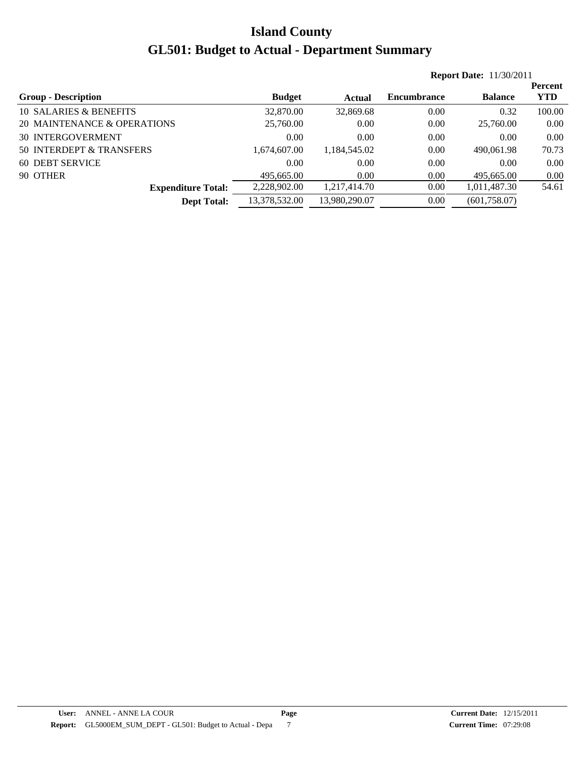# Island County

# GL501: Budget to Actual - Department Summary

**Report Date:** 11/30/2011

| Group - Description | Budget | Actual | Encumbrance | Balance | Percent YTD |
|---|---|---|---|---|---|
| 10 SALARIES & BENEFITS | 32,870.00 | 32,869.68 | 0.00 | 0.32 | 100.00 |
| 20 MAINTENANCE & OPERATIONS | 25,760.00 | 0.00 | 0.00 | 25,760.00 | 0.00 |
| 30 INTERGOVERMENT | 0.00 | 0.00 | 0.00 | 0.00 | 0.00 |
| 50 INTERDEPT & TRANSFERS | 1,674,607.00 | 1,184,545.02 | 0.00 | 490,061.98 | 70.73 |
| 60 DEBT SERVICE | 0.00 | 0.00 | 0.00 | 0.00 | 0.00 |
| 90 OTHER | 495,665.00 | 0.00 | 0.00 | 495,665.00 | 0.00 |
| **Expenditure Total:** | 2,228,902.00 | 1,217,414.70 | 0.00 | 1,011,487.30 | 54.61 |
| **Dept Total:** | 13,378,532.00 | 13,980,290.07 | 0.00 | (601,758.07) | |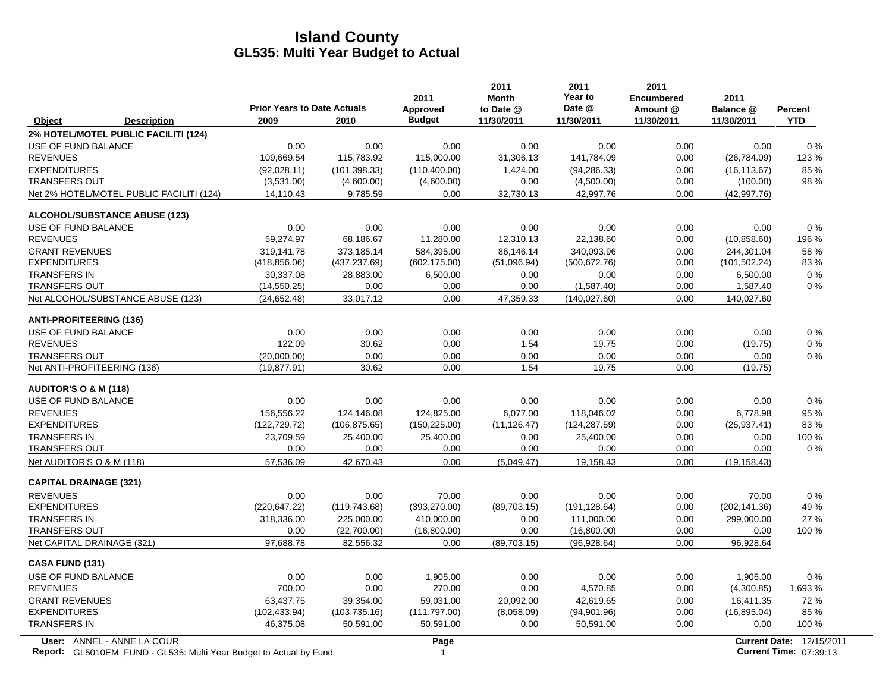# Island County
## GL535: Multi Year Budget to Actual

| Object | Description | Prior Years to Date Actuals 2009 | 2010 | 2011 Approved Budget | 2011 Month to Date @ 11/30/2011 | 2011 Year to Date @ 11/30/2011 | 2011 Encumbered Amount @ 11/30/2011 | 2011 Balance @ 11/30/2011 | Percent YTD |
|---|---|---|---|---|---|---|---|---|---|
| **2% HOTEL/MOTEL PUBLIC FACILITI (124)** | | | | | | | | | |
| USE OF FUND BALANCE | | 0.00 | 0.00 | 0.00 | 0.00 | 0.00 | 0.00 | 0.00 | 0 % |
| REVENUES | | 109,669.54 | 115,783.92 | 115,000.00 | 31,306.13 | 141,784.09 | 0.00 | (26,784.09) | 123 % |
| EXPENDITURES | | (92,028.11) | (101,398.33) | (110,400.00) | 1,424.00 | (94,286.33) | 0.00 | (16,113.67) | 85 % |
| TRANSFERS OUT | | (3,531.00) | (4,600.00) | (4,600.00) | 0.00 | (4,500.00) | 0.00 | (100.00) | 98 % |
| Net 2% HOTEL/MOTEL PUBLIC FACILITI (124) | | 14,110.43 | 9,785.59 | 0.00 | 32,730.13 | 42,997.76 | 0.00 | (42,997.76) | |
| **ALCOHOL/SUBSTANCE ABUSE (123)** | | | | | | | | | |
| USE OF FUND BALANCE | | 0.00 | 0.00 | 0.00 | 0.00 | 0.00 | 0.00 | 0.00 | 0 % |
| REVENUES | | 59,274.97 | 68,186.67 | 11,280.00 | 12,310.13 | 22,138.60 | 0.00 | (10,858.60) | 196 % |
| GRANT REVENUES | | 319,141.78 | 373,185.14 | 584,395.00 | 86,146.14 | 340,093.96 | 0.00 | 244,301.04 | 58 % |
| EXPENDITURES | | (418,856.06) | (437,237.69) | (602,175.00) | (51,096.94) | (500,672.76) | 0.00 | (101,502.24) | 83 % |
| TRANSFERS IN | | 30,337.08 | 28,883.00 | 6,500.00 | 0.00 | 0.00 | 0.00 | 6,500.00 | 0 % |
| TRANSFERS OUT | | (14,550.25) | 0.00 | 0.00 | 0.00 | (1,587.40) | 0.00 | 1,587.40 | 0 % |
| Net ALCOHOL/SUBSTANCE ABUSE (123) | | (24,652.48) | 33,017.12 | 0.00 | 47,359.33 | (140,027.60) | 0.00 | 140,027.60 | |
| **ANTI-PROFITEERING (136)** | | | | | | | | | |
| USE OF FUND BALANCE | | 0.00 | 0.00 | 0.00 | 0.00 | 0.00 | 0.00 | 0.00 | 0 % |
| REVENUES | | 122.09 | 30.62 | 0.00 | 1.54 | 19.75 | 0.00 | (19.75) | 0 % |
| TRANSFERS OUT | | (20,000.00) | 0.00 | 0.00 | 0.00 | 0.00 | 0.00 | 0.00 | 0 % |
| Net ANTI-PROFITEERING (136) | | (19,877.91) | 30.62 | 0.00 | 1.54 | 19.75 | 0.00 | (19.75) | |
| **AUDITOR'S O & M (118)** | | | | | | | | | |
| USE OF FUND BALANCE | | 0.00 | 0.00 | 0.00 | 0.00 | 0.00 | 0.00 | 0.00 | 0 % |
| REVENUES | | 156,556.22 | 124,146.08 | 124,825.00 | 6,077.00 | 118,046.02 | 0.00 | 6,778.98 | 95 % |
| EXPENDITURES | | (122,729.72) | (106,875.65) | (150,225.00) | (11,126.47) | (124,287.59) | 0.00 | (25,937.41) | 83 % |
| TRANSFERS IN | | 23,709.59 | 25,400.00 | 25,400.00 | 0.00 | 25,400.00 | 0.00 | 0.00 | 100 % |
| TRANSFERS OUT | | 0.00 | 0.00 | 0.00 | 0.00 | 0.00 | 0.00 | 0.00 | 0 % |
| Net AUDITOR'S O & M (118) | | 57,536.09 | 42,670.43 | 0.00 | (5,049.47) | 19,158.43 | 0.00 | (19,158.43) | |
| **CAPITAL DRAINAGE (321)** | | | | | | | | | |
| REVENUES | | 0.00 | 0.00 | 70.00 | 0.00 | 0.00 | 0.00 | 70.00 | 0 % |
| EXPENDITURES | | (220,647.22) | (119,743.68) | (393,270.00) | (89,703.15) | (191,128.64) | 0.00 | (202,141.36) | 49 % |
| TRANSFERS IN | | 318,336.00 | 225,000.00 | 410,000.00 | 0.00 | 111,000.00 | 0.00 | 299,000.00 | 27 % |
| TRANSFERS OUT | | 0.00 | (22,700.00) | (16,800.00) | 0.00 | (16,800.00) | 0.00 | 0.00 | 100 % |
| Net CAPITAL DRAINAGE (321) | | 97,688.78 | 82,556.32 | 0.00 | (89,703.15) | (96,928.64) | 0.00 | 96,928.64 | |
| **CASA FUND (131)** | | | | | | | | | |
| USE OF FUND BALANCE | | 0.00 | 0.00 | 1,905.00 | 0.00 | 0.00 | 0.00 | 1,905.00 | 0 % |
| REVENUES | | 700.00 | 0.00 | 270.00 | 0.00 | 4,570.85 | 0.00 | (4,300.85) | 1,693 % |
| GRANT REVENUES | | 63,437.75 | 39,354.00 | 59,031.00 | 20,092.00 | 42,619.65 | 0.00 | 16,411.35 | 72 % |
| EXPENDITURES | | (102,433.94) | (103,735.16) | (111,797.00) | (8,058.09) | (94,901.96) | 0.00 | (16,895.04) | 85 % |
| TRANSFERS IN | | 46,375.08 | 50,591.00 | 50,591.00 | 0.00 | 50,591.00 | 0.00 | 0.00 | 100 % |

User: ANNEL - ANNE LA COUR
Report: GL5010EM_FUND - GL535: Multi Year Budget to Actual by Fund
Current Date: 12/15/2011
Current Time: 07:39:13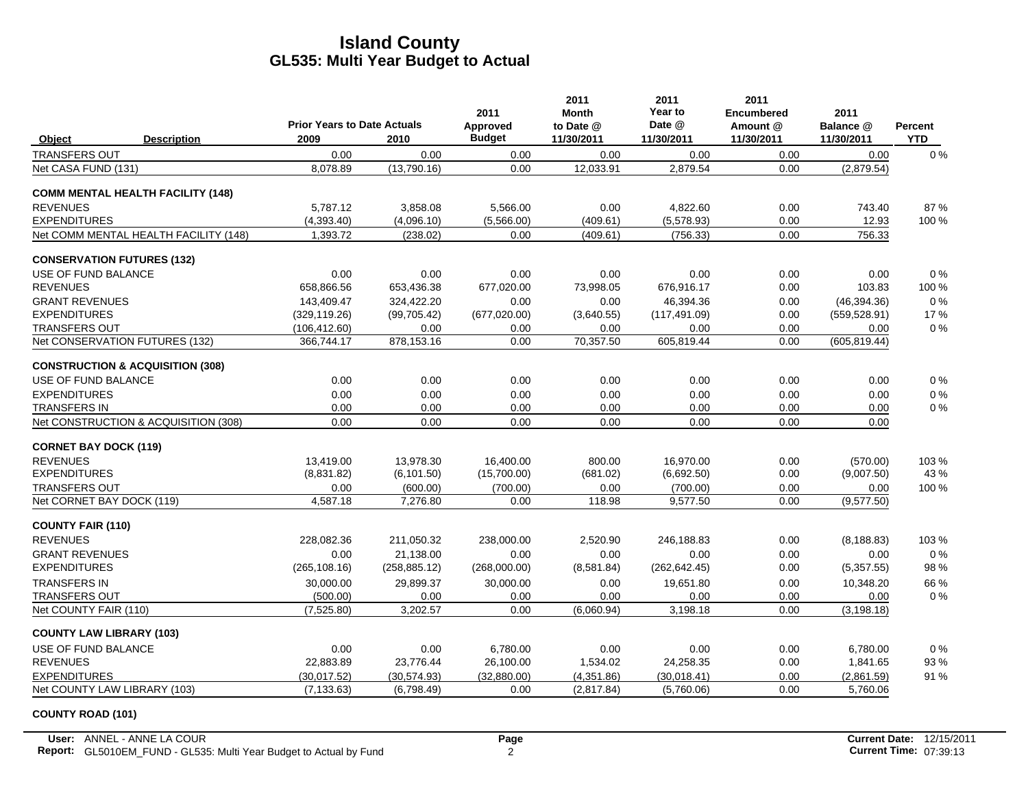# Island County
## GL535: Multi Year Budget to Actual

| Object | Description | Prior Years to Date Actuals 2009 | 2010 | 2011 Approved Budget | 2011 Month to Date @ 11/30/2011 | 2011 Year to Date @ 11/30/2011 | 2011 Encumbered Amount @ 11/30/2011 | 2011 Balance @ 11/30/2011 | Percent YTD |
|---|---|---|---|---|---|---|---|---|---|
| TRANSFERS OUT | | 0.00 | 0.00 | 0.00 | 0.00 | 0.00 | 0.00 | 0.00 | 0 % |
| Net CASA FUND (131) | | 8,078.89 | (13,790.16) | 0.00 | 12,033.91 | 2,879.54 | 0.00 | (2,879.54) | |
| **COMM MENTAL HEALTH FACILITY (148)** | | | | | | | | | |
| REVENUES | | 5,787.12 | 3,858.08 | 5,566.00 | 0.00 | 4,822.60 | 0.00 | 743.40 | 87 % |
| EXPENDITURES | | (4,393.40) | (4,096.10) | (5,566.00) | (409.61) | (5,578.93) | 0.00 | 12.93 | 100 % |
| Net COMM MENTAL HEALTH FACILITY (148) | | 1,393.72 | (238.02) | 0.00 | (409.61) | (756.33) | 0.00 | 756.33 | |
| **CONSERVATION FUTURES (132)** | | | | | | | | | |
| USE OF FUND BALANCE | | 0.00 | 0.00 | 0.00 | 0.00 | 0.00 | 0.00 | 0.00 | 0 % |
| REVENUES | | 658,866.56 | 653,436.38 | 677,020.00 | 73,998.05 | 676,916.17 | 0.00 | 103.83 | 100 % |
| GRANT REVENUES | | 143,409.47 | 324,422.20 | 0.00 | 0.00 | 46,394.36 | 0.00 | (46,394.36) | 0 % |
| EXPENDITURES | | (329,119.26) | (99,705.42) | (677,020.00) | (3,640.55) | (117,491.09) | 0.00 | (559,528.91) | 17 % |
| TRANSFERS OUT | | (106,412.60) | 0.00 | 0.00 | 0.00 | 0.00 | 0.00 | 0.00 | 0 % |
| Net CONSERVATION FUTURES (132) | | 366,744.17 | 878,153.16 | 0.00 | 70,357.50 | 605,819.44 | 0.00 | (605,819.44) | |
| **CONSTRUCTION & ACQUISITION (308)** | | | | | | | | | |
| USE OF FUND BALANCE | | 0.00 | 0.00 | 0.00 | 0.00 | 0.00 | 0.00 | 0.00 | 0 % |
| EXPENDITURES | | 0.00 | 0.00 | 0.00 | 0.00 | 0.00 | 0.00 | 0.00 | 0 % |
| TRANSFERS IN | | 0.00 | 0.00 | 0.00 | 0.00 | 0.00 | 0.00 | 0.00 | 0 % |
| Net CONSTRUCTION & ACQUISITION (308) | | 0.00 | 0.00 | 0.00 | 0.00 | 0.00 | 0.00 | 0.00 | |
| **CORNET BAY DOCK (119)** | | | | | | | | | |
| REVENUES | | 13,419.00 | 13,978.30 | 16,400.00 | 800.00 | 16,970.00 | 0.00 | (570.00) | 103 % |
| EXPENDITURES | | (8,831.82) | (6,101.50) | (15,700.00) | (681.02) | (6,692.50) | 0.00 | (9,007.50) | 43 % |
| TRANSFERS OUT | | 0.00 | (600.00) | (700.00) | 0.00 | (700.00) | 0.00 | 0.00 | 100 % |
| Net CORNET BAY DOCK (119) | | 4,587.18 | 7,276.80 | 0.00 | 118.98 | 9,577.50 | 0.00 | (9,577.50) | |
| **COUNTY FAIR (110)** | | | | | | | | | |
| REVENUES | | 228,082.36 | 211,050.32 | 238,000.00 | 2,520.90 | 246,188.83 | 0.00 | (8,188.83) | 103 % |
| GRANT REVENUES | | 0.00 | 21,138.00 | 0.00 | 0.00 | 0.00 | 0.00 | 0.00 | 0 % |
| EXPENDITURES | | (265,108.16) | (258,885.12) | (268,000.00) | (8,581.84) | (262,642.45) | 0.00 | (5,357.55) | 98 % |
| TRANSFERS IN | | 30,000.00 | 29,899.37 | 30,000.00 | 0.00 | 19,651.80 | 0.00 | 10,348.20 | 66 % |
| TRANSFERS OUT | | (500.00) | 0.00 | 0.00 | 0.00 | 0.00 | 0.00 | 0.00 | 0 % |
| Net COUNTY FAIR (110) | | (7,525.80) | 3,202.57 | 0.00 | (6,060.94) | 3,198.18 | 0.00 | (3,198.18) | |
| **COUNTY LAW LIBRARY (103)** | | | | | | | | | |
| USE OF FUND BALANCE | | 0.00 | 0.00 | 6,780.00 | 0.00 | 0.00 | 0.00 | 6,780.00 | 0 % |
| REVENUES | | 22,883.89 | 23,776.44 | 26,100.00 | 1,534.02 | 24,258.35 | 0.00 | 1,841.65 | 93 % |
| EXPENDITURES | | (30,017.52) | (30,574.93) | (32,880.00) | (4,351.86) | (30,018.41) | 0.00 | (2,861.59) | 91 % |
| Net COUNTY LAW LIBRARY (103) | | (7,133.63) | (6,798.49) | 0.00 | (2,817.84) | (5,760.06) | 0.00 | 5,760.06 | |
| **COUNTY ROAD (101)** | | | | | | | | | |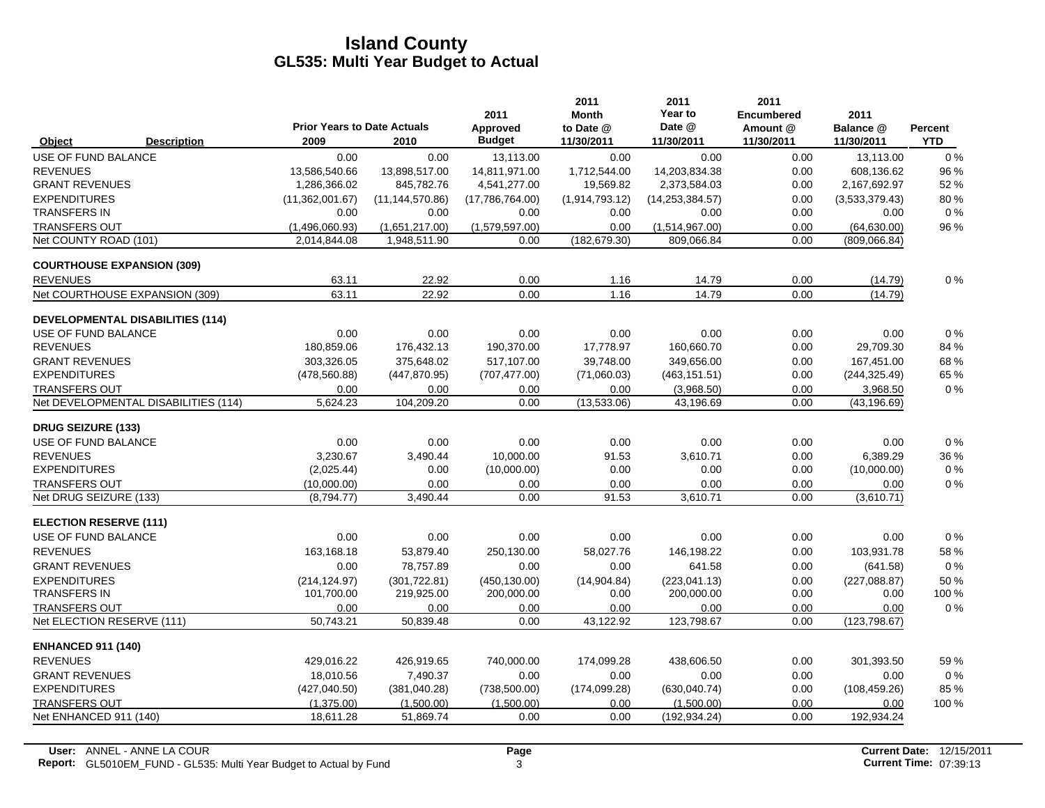# Island County
## GL535: Multi Year Budget to Actual

| Object | Description | Prior Years to Date Actuals 2009 | 2010 | 2011 Approved Budget | 2011 Month to Date @ 11/30/2011 | 2011 Year to Date @ 11/30/2011 | 2011 Encumbered Amount @ 11/30/2011 | 2011 Balance @ 11/30/2011 | Percent YTD |
|---|---|---|---|---|---|---|---|---|---|
| USE OF FUND BALANCE | | 0.00 | 0.00 | 13,113.00 | 0.00 | 0.00 | 0.00 | 13,113.00 | 0 % |
| REVENUES | | 13,586,540.66 | 13,898,517.00 | 14,811,971.00 | 1,712,544.00 | 14,203,834.38 | 0.00 | 608,136.62 | 96 % |
| GRANT REVENUES | | 1,286,366.02 | 845,782.76 | 4,541,277.00 | 19,569.82 | 2,373,584.03 | 0.00 | 2,167,692.97 | 52 % |
| EXPENDITURES | | (11,362,001.67) | (11,144,570.86) | (17,786,764.00) | (1,914,793.12) | (14,253,384.57) | 0.00 | (3,533,379.43) | 80 % |
| TRANSFERS IN | | 0.00 | 0.00 | 0.00 | 0.00 | 0.00 | 0.00 | 0.00 | 0 % |
| TRANSFERS OUT | | (1,496,060.93) | (1,651,217.00) | (1,579,597.00) | 0.00 | (1,514,967.00) | 0.00 | (64,630.00) | 96 % |
| Net COUNTY ROAD (101) | | 2,014,844.08 | 1,948,511.90 | 0.00 | (182,679.30) | 809,066.84 | 0.00 | (809,066.84) | |
| **COURTHOUSE EXPANSION (309)** | | | | | | | | | |
| REVENUES | | 63.11 | 22.92 | 0.00 | 1.16 | 14.79 | 0.00 | (14.79) | 0 % |
| Net COURTHOUSE EXPANSION (309) | | 63.11 | 22.92 | 0.00 | 1.16 | 14.79 | 0.00 | (14.79) | |
| **DEVELOPMENTAL DISABILITIES (114)** | | | | | | | | | |
| USE OF FUND BALANCE | | 0.00 | 0.00 | 0.00 | 0.00 | 0.00 | 0.00 | 0.00 | 0 % |
| REVENUES | | 180,859.06 | 176,432.13 | 190,370.00 | 17,778.97 | 160,660.70 | 0.00 | 29,709.30 | 84 % |
| GRANT REVENUES | | 303,326.05 | 375,648.02 | 517,107.00 | 39,748.00 | 349,656.00 | 0.00 | 167,451.00 | 68 % |
| EXPENDITURES | | (478,560.88) | (447,870.95) | (707,477.00) | (71,060.03) | (463,151.51) | 0.00 | (244,325.49) | 65 % |
| TRANSFERS OUT | | 0.00 | 0.00 | 0.00 | 0.00 | (3,968.50) | 0.00 | 3,968.50 | 0 % |
| Net DEVELOPMENTAL DISABILITIES (114) | | 5,624.23 | 104,209.20 | 0.00 | (13,533.06) | 43,196.69 | 0.00 | (43,196.69) | |
| **DRUG SEIZURE (133)** | | | | | | | | | |
| USE OF FUND BALANCE | | 0.00 | 0.00 | 0.00 | 0.00 | 0.00 | 0.00 | 0.00 | 0 % |
| REVENUES | | 3,230.67 | 3,490.44 | 10,000.00 | 91.53 | 3,610.71 | 0.00 | 6,389.29 | 36 % |
| EXPENDITURES | | (2,025.44) | 0.00 | (10,000.00) | 0.00 | 0.00 | 0.00 | (10,000.00) | 0 % |
| TRANSFERS OUT | | (10,000.00) | 0.00 | 0.00 | 0.00 | 0.00 | 0.00 | 0.00 | 0 % |
| Net DRUG SEIZURE (133) | | (8,794.77) | 3,490.44 | 0.00 | 91.53 | 3,610.71 | 0.00 | (3,610.71) | |
| **ELECTION RESERVE (111)** | | | | | | | | | |
| USE OF FUND BALANCE | | 0.00 | 0.00 | 0.00 | 0.00 | 0.00 | 0.00 | 0.00 | 0 % |
| REVENUES | | 163,168.18 | 53,879.40 | 250,130.00 | 58,027.76 | 146,198.22 | 0.00 | 103,931.78 | 58 % |
| GRANT REVENUES | | 0.00 | 78,757.89 | 0.00 | 0.00 | 641.58 | 0.00 | (641.58) | 0 % |
| EXPENDITURES | | (214,124.97) | (301,722.81) | (450,130.00) | (14,904.84) | (223,041.13) | 0.00 | (227,088.87) | 50 % |
| TRANSFERS IN | | 101,700.00 | 219,925.00 | 200,000.00 | 0.00 | 200,000.00 | 0.00 | 0.00 | 100 % |
| TRANSFERS OUT | | 0.00 | 0.00 | 0.00 | 0.00 | 0.00 | 0.00 | 0.00 | 0 % |
| Net ELECTION RESERVE (111) | | 50,743.21 | 50,839.48 | 0.00 | 43,122.92 | 123,798.67 | 0.00 | (123,798.67) | |
| **ENHANCED 911 (140)** | | | | | | | | | |
| REVENUES | | 429,016.22 | 426,919.65 | 740,000.00 | 174,099.28 | 438,606.50 | 0.00 | 301,393.50 | 59 % |
| GRANT REVENUES | | 18,010.56 | 7,490.37 | 0.00 | 0.00 | 0.00 | 0.00 | 0.00 | 0 % |
| EXPENDITURES | | (427,040.50) | (381,040.28) | (738,500.00) | (174,099.28) | (630,040.74) | 0.00 | (108,459.26) | 85 % |
| TRANSFERS OUT | | (1,375.00) | (1,500.00) | (1,500.00) | 0.00 | (1,500.00) | 0.00 | 0.00 | 100 % |
| Net ENHANCED 911 (140) | | 18,611.28 | 51,869.74 | 0.00 | 0.00 | (192,934.24) | 0.00 | 192,934.24 | |

**User:** ANNEL - ANNE LA COUR
**Report:** GL5010EM_FUND - GL535: Multi Year Budget to Actual by Fund

**Current Date:** 12/15/2011
**Current Time:** 07:39:13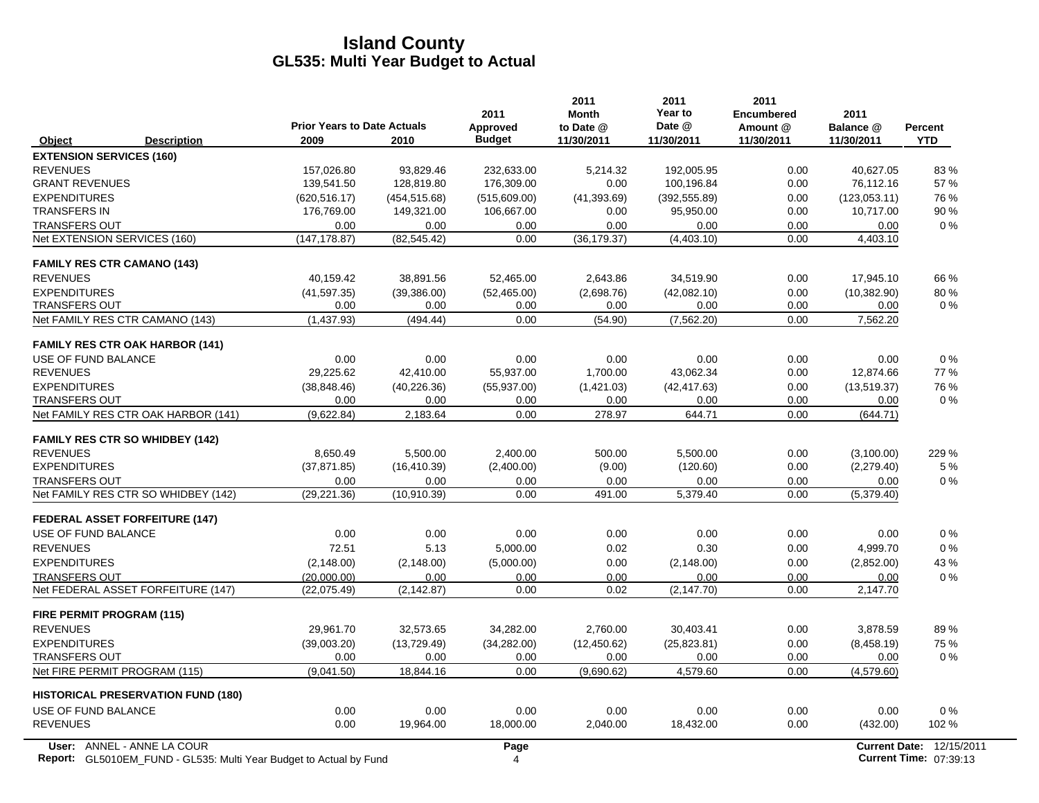# Island County
## GL535: Multi Year Budget to Actual

| Object | Description | Prior Years to Date Actuals 2009 | 2010 | 2011 Approved Budget | 2011 Month to Date @ 11/30/2011 | 2011 Year to Date @ 11/30/2011 | 2011 Encumbered Amount @ 11/30/2011 | 2011 Balance @ 11/30/2011 | Percent YTD |
|---|---|---|---|---|---|---|---|---|---|
| **EXTENSION SERVICES (160)** | | | | | | | | | |
| REVENUES | | 157,026.80 | 93,829.46 | 232,633.00 | 5,214.32 | 192,005.95 | 0.00 | 40,627.05 | 83 % |
| GRANT REVENUES | | 139,541.50 | 128,819.80 | 176,309.00 | 0.00 | 100,196.84 | 0.00 | 76,112.16 | 57 % |
| EXPENDITURES | | (620,516.17) | (454,515.68) | (515,609.00) | (41,393.69) | (392,555.89) | 0.00 | (123,053.11) | 76 % |
| TRANSFERS IN | | 176,769.00 | 149,321.00 | 106,667.00 | 0.00 | 95,950.00 | 0.00 | 10,717.00 | 90 % |
| TRANSFERS OUT | | 0.00 | 0.00 | 0.00 | 0.00 | 0.00 | 0.00 | 0.00 | 0 % |
| Net EXTENSION SERVICES (160) | | (147,178.87) | (82,545.42) | 0.00 | (36,179.37) | (4,403.10) | 0.00 | 4,403.10 | |
| **FAMILY RES CTR CAMANO (143)** | | | | | | | | | |
| REVENUES | | 40,159.42 | 38,891.56 | 52,465.00 | 2,643.86 | 34,519.90 | 0.00 | 17,945.10 | 66 % |
| EXPENDITURES | | (41,597.35) | (39,386.00) | (52,465.00) | (2,698.76) | (42,082.10) | 0.00 | (10,382.90) | 80 % |
| TRANSFERS OUT | | 0.00 | 0.00 | 0.00 | 0.00 | 0.00 | 0.00 | 0.00 | 0 % |
| Net FAMILY RES CTR CAMANO (143) | | (1,437.93) | (494.44) | 0.00 | (54.90) | (7,562.20) | 0.00 | 7,562.20 | |
| **FAMILY RES CTR OAK HARBOR (141)** | | | | | | | | | |
| USE OF FUND BALANCE | | 0.00 | 0.00 | 0.00 | 0.00 | 0.00 | 0.00 | 0.00 | 0 % |
| REVENUES | | 29,225.62 | 42,410.00 | 55,937.00 | 1,700.00 | 43,062.34 | 0.00 | 12,874.66 | 77 % |
| EXPENDITURES | | (38,848.46) | (40,226.36) | (55,937.00) | (1,421.03) | (42,417.63) | 0.00 | (13,519.37) | 76 % |
| TRANSFERS OUT | | 0.00 | 0.00 | 0.00 | 0.00 | 0.00 | 0.00 | 0.00 | 0 % |
| Net FAMILY RES CTR OAK HARBOR (141) | | (9,622.84) | 2,183.64 | 0.00 | 278.97 | 644.71 | 0.00 | (644.71) | |
| **FAMILY RES CTR SO WHIDBEY (142)** | | | | | | | | | |
| REVENUES | | 8,650.49 | 5,500.00 | 2,400.00 | 500.00 | 5,500.00 | 0.00 | (3,100.00) | 229 % |
| EXPENDITURES | | (37,871.85) | (16,410.39) | (2,400.00) | (9.00) | (120.60) | 0.00 | (2,279.40) | 5 % |
| TRANSFERS OUT | | 0.00 | 0.00 | 0.00 | 0.00 | 0.00 | 0.00 | 0.00 | 0 % |
| Net FAMILY RES CTR SO WHIDBEY (142) | | (29,221.36) | (10,910.39) | 0.00 | 491.00 | 5,379.40 | 0.00 | (5,379.40) | |
| **FEDERAL ASSET FORFEITURE (147)** | | | | | | | | | |
| USE OF FUND BALANCE | | 0.00 | 0.00 | 0.00 | 0.00 | 0.00 | 0.00 | 0.00 | 0 % |
| REVENUES | | 72.51 | 5.13 | 5,000.00 | 0.02 | 0.30 | 0.00 | 4,999.70 | 0 % |
| EXPENDITURES | | (2,148.00) | (2,148.00) | (5,000.00) | 0.00 | (2,148.00) | 0.00 | (2,852.00) | 43 % |
| TRANSFERS OUT | | (20,000.00) | 0.00 | 0.00 | 0.00 | 0.00 | 0.00 | 0.00 | 0 % |
| Net FEDERAL ASSET FORFEITURE (147) | | (22,075.49) | (2,142.87) | 0.00 | 0.02 | (2,147.70) | 0.00 | 2,147.70 | |
| **FIRE PERMIT PROGRAM (115)** | | | | | | | | | |
| REVENUES | | 29,961.70 | 32,573.65 | 34,282.00 | 2,760.00 | 30,403.41 | 0.00 | 3,878.59 | 89 % |
| EXPENDITURES | | (39,003.20) | (13,729.49) | (34,282.00) | (12,450.62) | (25,823.81) | 0.00 | (8,458.19) | 75 % |
| TRANSFERS OUT | | 0.00 | 0.00 | 0.00 | 0.00 | 0.00 | 0.00 | 0.00 | 0 % |
| Net FIRE PERMIT PROGRAM (115) | | (9,041.50) | 18,844.16 | 0.00 | (9,690.62) | 4,579.60 | 0.00 | (4,579.60) | |
| **HISTORICAL PRESERVATION FUND (180)** | | | | | | | | | |
| USE OF FUND BALANCE | | 0.00 | 0.00 | 0.00 | 0.00 | 0.00 | 0.00 | 0.00 | 0 % |
| REVENUES | | 0.00 | 19,964.00 | 18,000.00 | 2,040.00 | 18,432.00 | 0.00 | (432.00) | 102 % |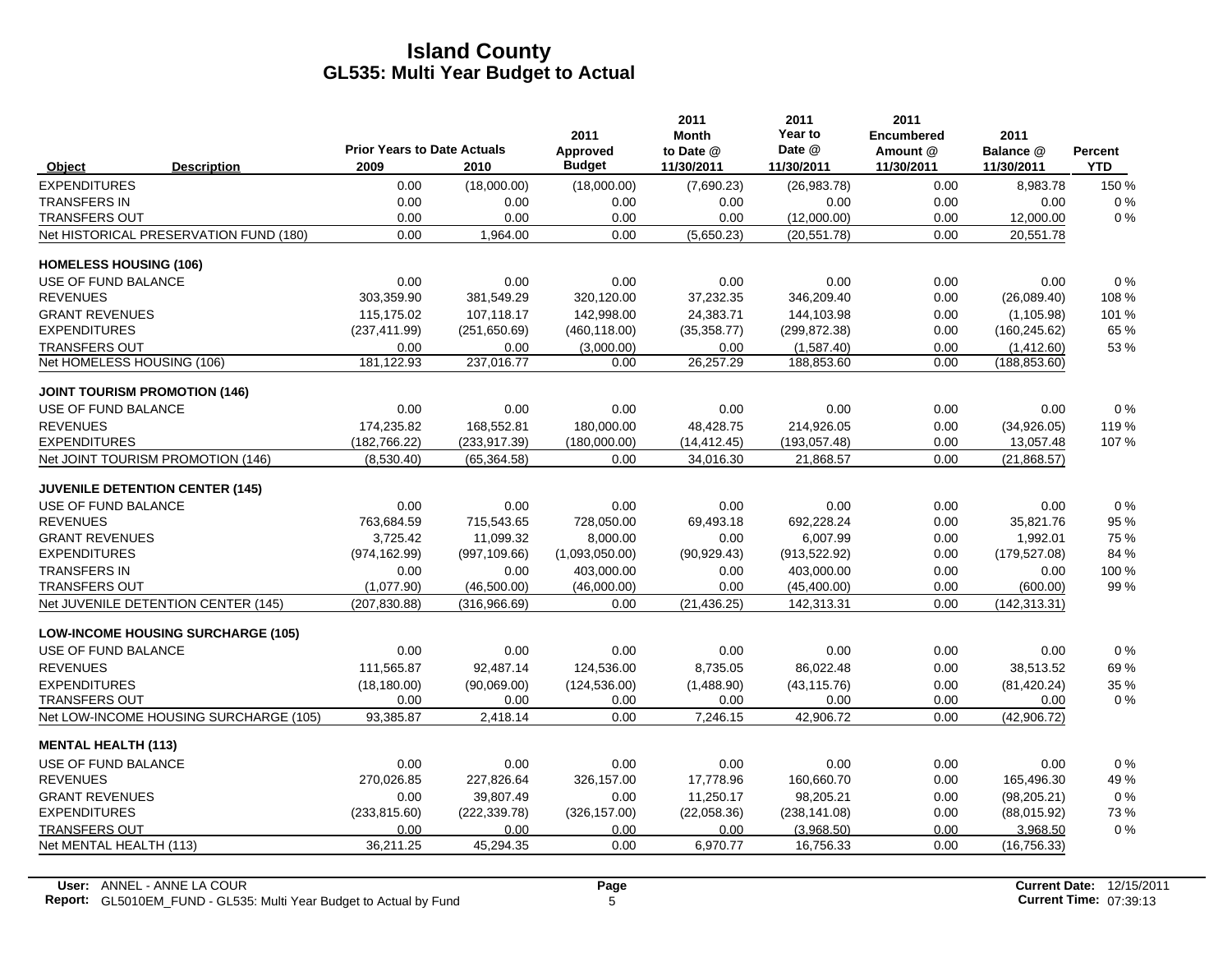# Island County
## GL535: Multi Year Budget to Actual

| Object | Description | Prior Years to Date Actuals 2009 | 2010 | 2011 Approved Budget | 2011 Month to Date @ 11/30/2011 | 2011 Year to Date @ 11/30/2011 | 2011 Encumbered Amount @ 11/30/2011 | 2011 Balance @ 11/30/2011 | Percent YTD |
|---|---|---|---|---|---|---|---|---|---|
| EXPENDITURES | | 0.00 | (18,000.00) | (18,000.00) | (7,690.23) | (26,983.78) | 0.00 | 8,983.78 | 150 % |
| TRANSFERS IN | | 0.00 | 0.00 | 0.00 | 0.00 | 0.00 | 0.00 | 0.00 | 0 % |
| TRANSFERS OUT | | 0.00 | 0.00 | 0.00 | 0.00 | (12,000.00) | 0.00 | 12,000.00 | 0 % |
| Net HISTORICAL PRESERVATION FUND (180) | | 0.00 | 1,964.00 | 0.00 | (5,650.23) | (20,551.78) | 0.00 | 20,551.78 | |
| **HOMELESS HOUSING (106)** | | | | | | | | | |
| USE OF FUND BALANCE | | 0.00 | 0.00 | 0.00 | 0.00 | 0.00 | 0.00 | 0.00 | 0 % |
| REVENUES | | 303,359.90 | 381,549.29 | 320,120.00 | 37,232.35 | 346,209.40 | 0.00 | (26,089.40) | 108 % |
| GRANT REVENUES | | 115,175.02 | 107,118.17 | 142,998.00 | 24,383.71 | 144,103.98 | 0.00 | (1,105.98) | 101 % |
| EXPENDITURES | | (237,411.99) | (251,650.69) | (460,118.00) | (35,358.77) | (299,872.38) | 0.00 | (160,245.62) | 65 % |
| TRANSFERS OUT | | 0.00 | 0.00 | (3,000.00) | 0.00 | (1,587.40) | 0.00 | (1,412.60) | 53 % |
| Net HOMELESS HOUSING (106) | | 181,122.93 | 237,016.77 | 0.00 | 26,257.29 | 188,853.60 | 0.00 | (188,853.60) | |
| **JOINT TOURISM PROMOTION (146)** | | | | | | | | | |
| USE OF FUND BALANCE | | 0.00 | 0.00 | 0.00 | 0.00 | 0.00 | 0.00 | 0.00 | 0 % |
| REVENUES | | 174,235.82 | 168,552.81 | 180,000.00 | 48,428.75 | 214,926.05 | 0.00 | (34,926.05) | 119 % |
| EXPENDITURES | | (182,766.22) | (233,917.39) | (180,000.00) | (14,412.45) | (193,057.48) | 0.00 | 13,057.48 | 107 % |
| Net JOINT TOURISM PROMOTION (146) | | (8,530.40) | (65,364.58) | 0.00 | 34,016.30 | 21,868.57 | 0.00 | (21,868.57) | |
| **JUVENILE DETENTION CENTER (145)** | | | | | | | | | |
| USE OF FUND BALANCE | | 0.00 | 0.00 | 0.00 | 0.00 | 0.00 | 0.00 | 0.00 | 0 % |
| REVENUES | | 763,684.59 | 715,543.65 | 728,050.00 | 69,493.18 | 692,228.24 | 0.00 | 35,821.76 | 95 % |
| GRANT REVENUES | | 3,725.42 | 11,099.32 | 8,000.00 | 0.00 | 6,007.99 | 0.00 | 1,992.01 | 75 % |
| EXPENDITURES | | (974,162.99) | (997,109.66) | (1,093,050.00) | (90,929.43) | (913,522.92) | 0.00 | (179,527.08) | 84 % |
| TRANSFERS IN | | 0.00 | 0.00 | 403,000.00 | 0.00 | 403,000.00 | 0.00 | 0.00 | 100 % |
| TRANSFERS OUT | | (1,077.90) | (46,500.00) | (46,000.00) | 0.00 | (45,400.00) | 0.00 | (600.00) | 99 % |
| Net JUVENILE DETENTION CENTER (145) | | (207,830.88) | (316,966.69) | 0.00 | (21,436.25) | 142,313.31 | 0.00 | (142,313.31) | |
| **LOW-INCOME HOUSING SURCHARGE (105)** | | | | | | | | | |
| USE OF FUND BALANCE | | 0.00 | 0.00 | 0.00 | 0.00 | 0.00 | 0.00 | 0.00 | 0 % |
| REVENUES | | 111,565.87 | 92,487.14 | 124,536.00 | 8,735.05 | 86,022.48 | 0.00 | 38,513.52 | 69 % |
| EXPENDITURES | | (18,180.00) | (90,069.00) | (124,536.00) | (1,488.90) | (43,115.76) | 0.00 | (81,420.24) | 35 % |
| TRANSFERS OUT | | 0.00 | 0.00 | 0.00 | 0.00 | 0.00 | 0.00 | 0.00 | 0 % |
| Net LOW-INCOME HOUSING SURCHARGE (105) | | 93,385.87 | 2,418.14 | 0.00 | 7,246.15 | 42,906.72 | 0.00 | (42,906.72) | |
| **MENTAL HEALTH (113)** | | | | | | | | | |
| USE OF FUND BALANCE | | 0.00 | 0.00 | 0.00 | 0.00 | 0.00 | 0.00 | 0.00 | 0 % |
| REVENUES | | 270,026.85 | 227,826.64 | 326,157.00 | 17,778.96 | 160,660.70 | 0.00 | 165,496.30 | 49 % |
| GRANT REVENUES | | 0.00 | 39,807.49 | 0.00 | 11,250.17 | 98,205.21 | 0.00 | (98,205.21) | 0 % |
| EXPENDITURES | | (233,815.60) | (222,339.78) | (326,157.00) | (22,058.36) | (238,141.08) | 0.00 | (88,015.92) | 73 % |
| TRANSFERS OUT | | 0.00 | 0.00 | 0.00 | 0.00 | (3,968.50) | 0.00 | 3,968.50 | 0 % |
| Net MENTAL HEALTH (113) | | 36,211.25 | 45,294.35 | 0.00 | 6,970.77 | 16,756.33 | 0.00 | (16,756.33) | |

**User:** ANNEL - ANNE LA COUR
**Report:** GL5010EM_FUND - GL535: Multi Year Budget to Actual by Fund

**Current Date:** 12/15/2011
**Current Time:** 07:39:13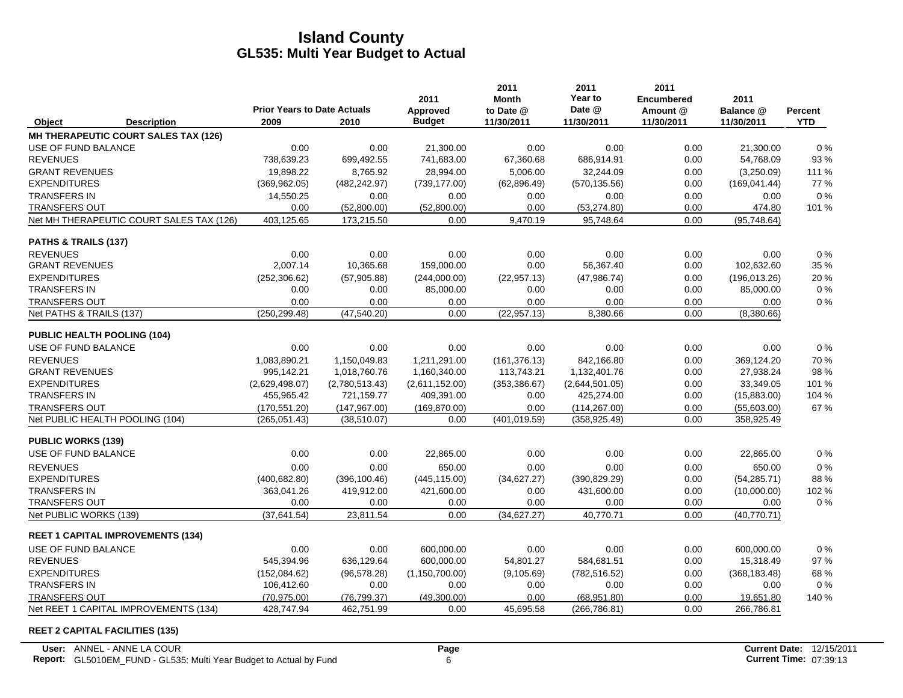# Island County
## GL535: Multi Year Budget to Actual

| Object | Description | Prior Years to Date Actuals 2009 | 2010 | 2011 Approved Budget | 2011 Month to Date @ 11/30/2011 | 2011 Year to Date @ 11/30/2011 | 2011 Encumbered Amount @ 11/30/2011 | 2011 Balance @ 11/30/2011 | Percent YTD |
|---|---|---|---|---|---|---|---|---|---|
| **MH THERAPEUTIC COURT SALES TAX (126)** | | | | | | | | | |
| USE OF FUND BALANCE | | 0.00 | 0.00 | 21,300.00 | 0.00 | 0.00 | 0.00 | 21,300.00 | 0 % |
| REVENUES | | 738,639.23 | 699,492.55 | 741,683.00 | 67,360.68 | 686,914.91 | 0.00 | 54,768.09 | 93 % |
| GRANT REVENUES | | 19,898.22 | 8,765.92 | 28,994.00 | 5,006.00 | 32,244.09 | 0.00 | (3,250.09) | 111 % |
| EXPENDITURES | | (369,962.05) | (482,242.97) | (739,177.00) | (62,896.49) | (570,135.56) | 0.00 | (169,041.44) | 77 % |
| TRANSFERS IN | | 14,550.25 | 0.00 | 0.00 | 0.00 | 0.00 | 0.00 | 0.00 | 0 % |
| TRANSFERS OUT | | 0.00 | (52,800.00) | (52,800.00) | 0.00 | (53,274.80) | 0.00 | 474.80 | 101 % |
| Net MH THERAPEUTIC COURT SALES TAX (126) | | 403,125.65 | 173,215.50 | 0.00 | 9,470.19 | 95,748.64 | 0.00 | (95,748.64) | |
| **PATHS & TRAILS (137)** | | | | | | | | | |
| REVENUES | | 0.00 | 0.00 | 0.00 | 0.00 | 0.00 | 0.00 | 0.00 | 0 % |
| GRANT REVENUES | | 2,007.14 | 10,365.68 | 159,000.00 | 0.00 | 56,367.40 | 0.00 | 102,632.60 | 35 % |
| EXPENDITURES | | (252,306.62) | (57,905.88) | (244,000.00) | (22,957.13) | (47,986.74) | 0.00 | (196,013.26) | 20 % |
| TRANSFERS IN | | 0.00 | 0.00 | 85,000.00 | 0.00 | 0.00 | 0.00 | 85,000.00 | 0 % |
| TRANSFERS OUT | | 0.00 | 0.00 | 0.00 | 0.00 | 0.00 | 0.00 | 0.00 | 0 % |
| Net PATHS & TRAILS (137) | | (250,299.48) | (47,540.20) | 0.00 | (22,957.13) | 8,380.66 | 0.00 | (8,380.66) | |
| **PUBLIC HEALTH POOLING (104)** | | | | | | | | | |
| USE OF FUND BALANCE | | 0.00 | 0.00 | 0.00 | 0.00 | 0.00 | 0.00 | 0.00 | 0 % |
| REVENUES | | 1,083,890.21 | 1,150,049.83 | 1,211,291.00 | (161,376.13) | 842,166.80 | 0.00 | 369,124.20 | 70 % |
| GRANT REVENUES | | 995,142.21 | 1,018,760.76 | 1,160,340.00 | 113,743.21 | 1,132,401.76 | 0.00 | 27,938.24 | 98 % |
| EXPENDITURES | | (2,629,498.07) | (2,780,513.43) | (2,611,152.00) | (353,386.67) | (2,644,501.05) | 0.00 | 33,349.05 | 101 % |
| TRANSFERS IN | | 455,965.42 | 721,159.77 | 409,391.00 | 0.00 | 425,274.00 | 0.00 | (15,883.00) | 104 % |
| TRANSFERS OUT | | (170,551.20) | (147,967.00) | (169,870.00) | 0.00 | (114,267.00) | 0.00 | (55,603.00) | 67 % |
| Net PUBLIC HEALTH POOLING (104) | | (265,051.43) | (38,510.07) | 0.00 | (401,019.59) | (358,925.49) | 0.00 | 358,925.49 | |
| **PUBLIC WORKS (139)** | | | | | | | | | |
| USE OF FUND BALANCE | | 0.00 | 0.00 | 22,865.00 | 0.00 | 0.00 | 0.00 | 22,865.00 | 0 % |
| REVENUES | | 0.00 | 0.00 | 650.00 | 0.00 | 0.00 | 0.00 | 650.00 | 0 % |
| EXPENDITURES | | (400,682.80) | (396,100.46) | (445,115.00) | (34,627.27) | (390,829.29) | 0.00 | (54,285.71) | 88 % |
| TRANSFERS IN | | 363,041.26 | 419,912.00 | 421,600.00 | 0.00 | 431,600.00 | 0.00 | (10,000.00) | 102 % |
| TRANSFERS OUT | | 0.00 | 0.00 | 0.00 | 0.00 | 0.00 | 0.00 | 0.00 | 0 % |
| Net PUBLIC WORKS (139) | | (37,641.54) | 23,811.54 | 0.00 | (34,627.27) | 40,770.71 | 0.00 | (40,770.71) | |
| **REET 1 CAPITAL IMPROVEMENTS (134)** | | | | | | | | | |
| USE OF FUND BALANCE | | 0.00 | 0.00 | 600,000.00 | 0.00 | 0.00 | 0.00 | 600,000.00 | 0 % |
| REVENUES | | 545,394.96 | 636,129.64 | 600,000.00 | 54,801.27 | 584,681.51 | 0.00 | 15,318.49 | 97 % |
| EXPENDITURES | | (152,084.62) | (96,578.28) | (1,150,700.00) | (9,105.69) | (782,516.52) | 0.00 | (368,183.48) | 68 % |
| TRANSFERS IN | | 106,412.60 | 0.00 | 0.00 | 0.00 | 0.00 | 0.00 | 0.00 | 0 % |
| TRANSFERS OUT | | (70,975.00) | (76,799.37) | (49,300.00) | 0.00 | (68,951.80) | 0.00 | 19,651.80 | 140 % |
| Net REET 1 CAPITAL IMPROVEMENTS (134) | | 428,747.94 | 462,751.99 | 0.00 | 45,695.58 | (266,786.81) | 0.00 | 266,786.81 | |
| **REET 2 CAPITAL FACILITIES (135)** | | | | | | | | | |

User: ANNEL - ANNE LA COUR
Report: GL5010EM_FUND - GL535: Multi Year Budget to Actual by Fund
Current Date: 12/15/2011
Current Time: 07:39:13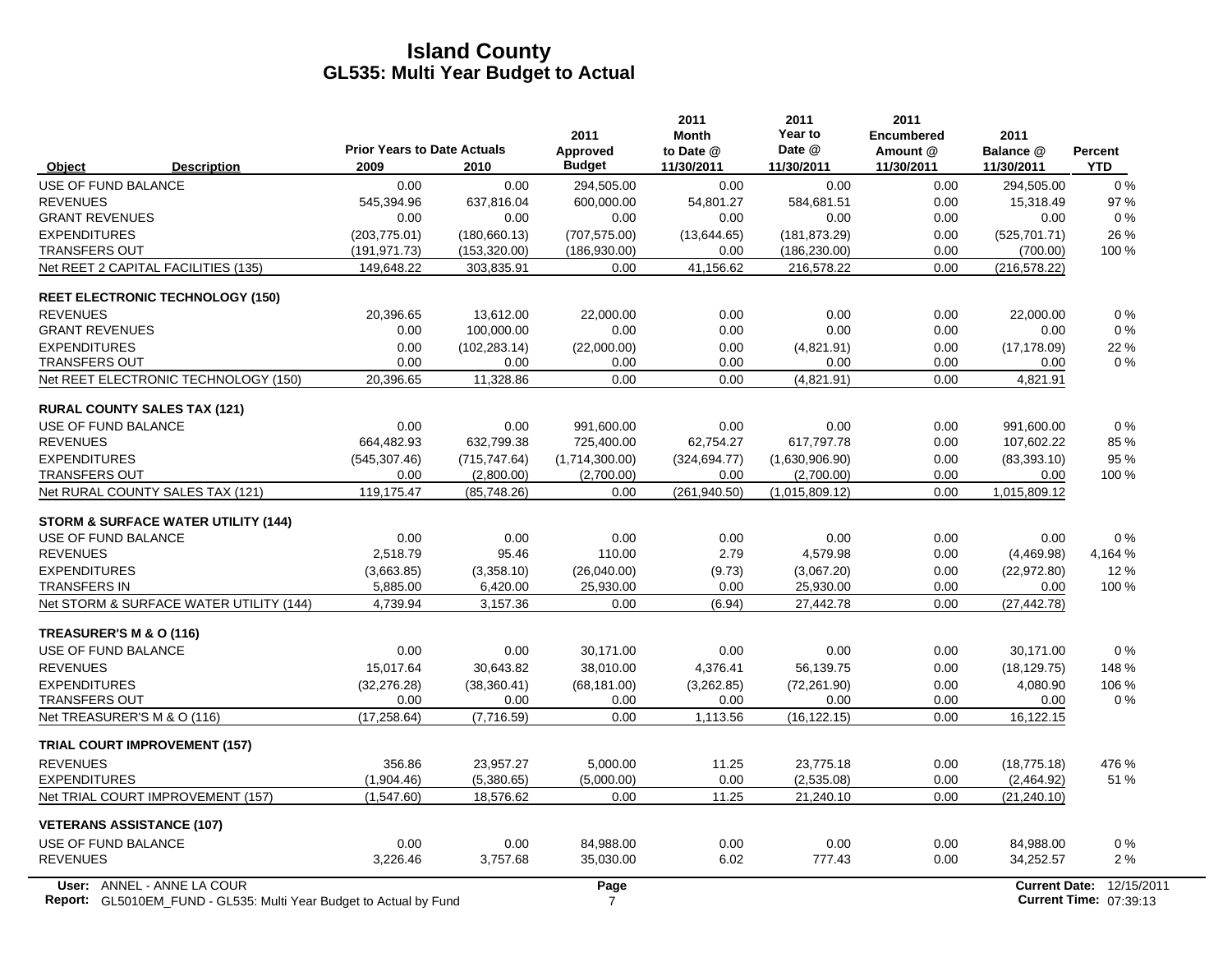# Island County
## GL535: Multi Year Budget to Actual

| Object | Description | Prior Years to Date Actuals 2009 | 2010 | 2011 Approved Budget | 2011 Month to Date @ 11/30/2011 | 2011 Year to Date @ 11/30/2011 | 2011 Encumbered Amount @ 11/30/2011 | 2011 Balance @ 11/30/2011 | Percent YTD |
|---|---|---|---|---|---|---|---|---|---|
| USE OF FUND BALANCE | | 0.00 | 0.00 | 294,505.00 | 0.00 | 0.00 | 0.00 | 294,505.00 | 0 % |
| REVENUES | | 545,394.96 | 637,816.04 | 600,000.00 | 54,801.27 | 584,681.51 | 0.00 | 15,318.49 | 97 % |
| GRANT REVENUES | | 0.00 | 0.00 | 0.00 | 0.00 | 0.00 | 0.00 | 0.00 | 0 % |
| EXPENDITURES | | (203,775.01) | (180,660.13) | (707,575.00) | (13,644.65) | (181,873.29) | 0.00 | (525,701.71) | 26 % |
| TRANSFERS OUT | | (191,971.73) | (153,320.00) | (186,930.00) | 0.00 | (186,230.00) | 0.00 | (700.00) | 100 % |
| Net REET 2 CAPITAL FACILITIES (135) | | 149,648.22 | 303,835.91 | 0.00 | 41,156.62 | 216,578.22 | 0.00 | (216,578.22) | |
| **REET ELECTRONIC TECHNOLOGY (150)** | | | | | | | | | |
| REVENUES | | 20,396.65 | 13,612.00 | 22,000.00 | 0.00 | 0.00 | 0.00 | 22,000.00 | 0 % |
| GRANT REVENUES | | 0.00 | 100,000.00 | 0.00 | 0.00 | 0.00 | 0.00 | 0.00 | 0 % |
| EXPENDITURES | | 0.00 | (102,283.14) | (22,000.00) | 0.00 | (4,821.91) | 0.00 | (17,178.09) | 22 % |
| TRANSFERS OUT | | 0.00 | 0.00 | 0.00 | 0.00 | 0.00 | 0.00 | 0.00 | 0 % |
| Net REET ELECTRONIC TECHNOLOGY (150) | | 20,396.65 | 11,328.86 | 0.00 | 0.00 | (4,821.91) | 0.00 | 4,821.91 | |
| **RURAL COUNTY SALES TAX (121)** | | | | | | | | | |
| USE OF FUND BALANCE | | 0.00 | 0.00 | 991,600.00 | 0.00 | 0.00 | 0.00 | 991,600.00 | 0 % |
| REVENUES | | 664,482.93 | 632,799.38 | 725,400.00 | 62,754.27 | 617,797.78 | 0.00 | 107,602.22 | 85 % |
| EXPENDITURES | | (545,307.46) | (715,747.64) | (1,714,300.00) | (324,694.77) | (1,630,906.90) | 0.00 | (83,393.10) | 95 % |
| TRANSFERS OUT | | 0.00 | (2,800.00) | (2,700.00) | 0.00 | (2,700.00) | 0.00 | 0.00 | 100 % |
| Net RURAL COUNTY SALES TAX (121) | | 119,175.47 | (85,748.26) | 0.00 | (261,940.50) | (1,015,809.12) | 0.00 | 1,015,809.12 | |
| **STORM & SURFACE WATER UTILITY (144)** | | | | | | | | | |
| USE OF FUND BALANCE | | 0.00 | 0.00 | 0.00 | 0.00 | 0.00 | 0.00 | 0.00 | 0 % |
| REVENUES | | 2,518.79 | 95.46 | 110.00 | 2.79 | 4,579.98 | 0.00 | (4,469.98) | 4,164 % |
| EXPENDITURES | | (3,663.85) | (3,358.10) | (26,040.00) | (9.73) | (3,067.20) | 0.00 | (22,972.80) | 12 % |
| TRANSFERS IN | | 5,885.00 | 6,420.00 | 25,930.00 | 0.00 | 25,930.00 | 0.00 | 0.00 | 100 % |
| Net STORM & SURFACE WATER UTILITY (144) | | 4,739.94 | 3,157.36 | 0.00 | (6.94) | 27,442.78 | 0.00 | (27,442.78) | |
| **TREASURER'S M & O (116)** | | | | | | | | | |
| USE OF FUND BALANCE | | 0.00 | 0.00 | 30,171.00 | 0.00 | 0.00 | 0.00 | 30,171.00 | 0 % |
| REVENUES | | 15,017.64 | 30,643.82 | 38,010.00 | 4,376.41 | 56,139.75 | 0.00 | (18,129.75) | 148 % |
| EXPENDITURES | | (32,276.28) | (38,360.41) | (68,181.00) | (3,262.85) | (72,261.90) | 0.00 | 4,080.90 | 106 % |
| TRANSFERS OUT | | 0.00 | 0.00 | 0.00 | 0.00 | 0.00 | 0.00 | 0.00 | 0 % |
| Net TREASURER'S M & O (116) | | (17,258.64) | (7,716.59) | 0.00 | 1,113.56 | (16,122.15) | 0.00 | 16,122.15 | |
| **TRIAL COURT IMPROVEMENT (157)** | | | | | | | | | |
| REVENUES | | 356.86 | 23,957.27 | 5,000.00 | 11.25 | 23,775.18 | 0.00 | (18,775.18) | 476 % |
| EXPENDITURES | | (1,904.46) | (5,380.65) | (5,000.00) | 0.00 | (2,535.08) | 0.00 | (2,464.92) | 51 % |
| Net TRIAL COURT IMPROVEMENT (157) | | (1,547.60) | 18,576.62 | 0.00 | 11.25 | 21,240.10 | 0.00 | (21,240.10) | |
| **VETERANS ASSISTANCE (107)** | | | | | | | | | |
| USE OF FUND BALANCE | | 0.00 | 0.00 | 84,988.00 | 0.00 | 0.00 | 0.00 | 84,988.00 | 0 % |
| REVENUES | | 3,226.46 | 3,757.68 | 35,030.00 | 6.02 | 777.43 | 0.00 | 34,252.57 | 2 % |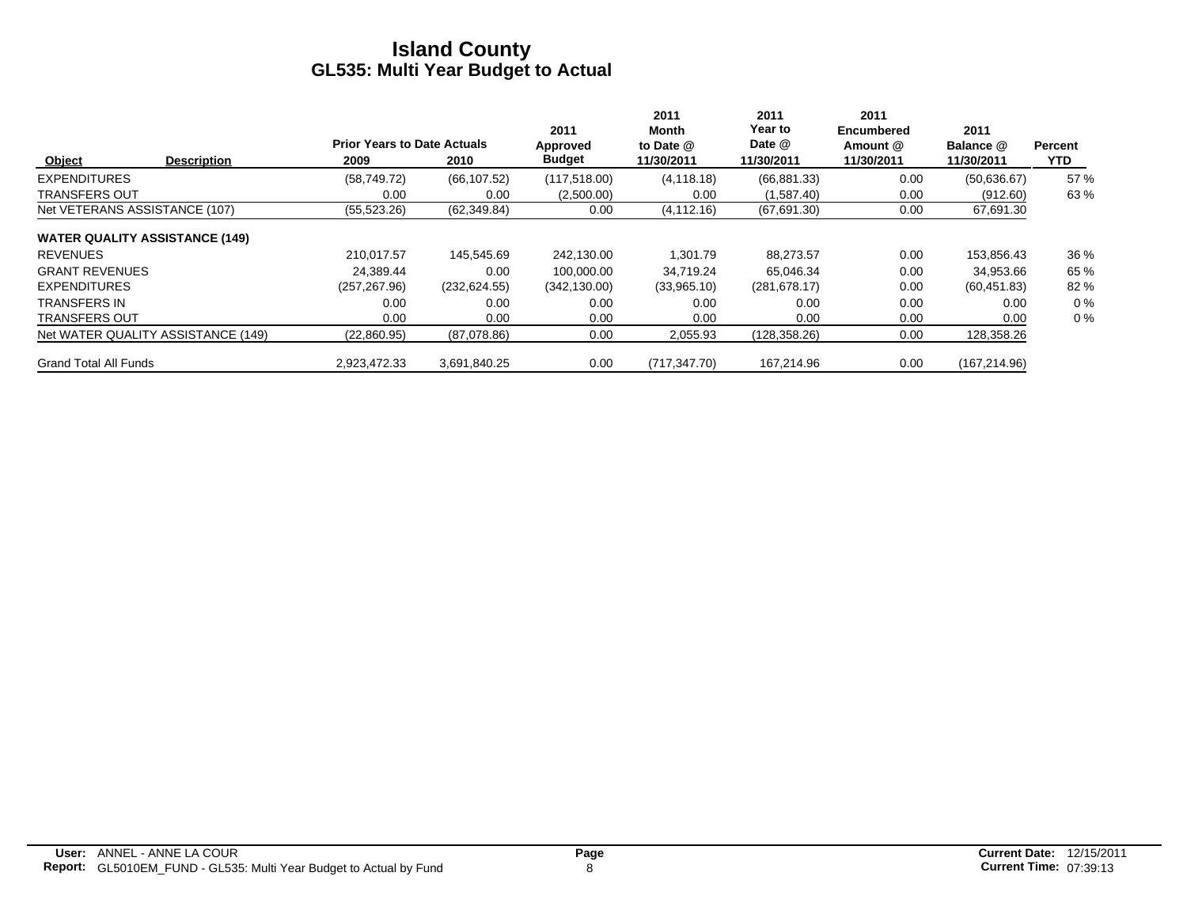# Island County
## GL535: Multi Year Budget to Actual

| Object | Description | Prior Years to Date Actuals 2009 | 2010 | 2011 Approved Budget | 2011 Month to Date @ 11/30/2011 | 2011 Year to Date @ 11/30/2011 | 2011 Encumbered Amount @ 11/30/2011 | 2011 Balance @ 11/30/2011 | Percent YTD |
|---|---|---|---|---|---|---|---|---|---|
| EXPENDITURES | | (58,749.72) | (66,107.52) | (117,518.00) | (4,118.18) | (66,881.33) | 0.00 | (50,636.67) | 57 % |
| TRANSFERS OUT | | 0.00 | 0.00 | (2,500.00) | 0.00 | (1,587.40) | 0.00 | (912.60) | 63 % |
| Net VETERANS ASSISTANCE (107) | | (55,523.26) | (62,349.84) | 0.00 | (4,112.16) | (67,691.30) | 0.00 | 67,691.30 | |
| **WATER QUALITY ASSISTANCE (149)** | | | | | | | | | |
| REVENUES | | 210,017.57 | 145,545.69 | 242,130.00 | 1,301.79 | 88,273.57 | 0.00 | 153,856.43 | 36 % |
| GRANT REVENUES | | 24,389.44 | 0.00 | 100,000.00 | 34,719.24 | 65,046.34 | 0.00 | 34,953.66 | 65 % |
| EXPENDITURES | | (257,267.96) | (232,624.55) | (342,130.00) | (33,965.10) | (281,678.17) | 0.00 | (60,451.83) | 82 % |
| TRANSFERS IN | | 0.00 | 0.00 | 0.00 | 0.00 | 0.00 | 0.00 | 0.00 | 0 % |
| TRANSFERS OUT | | 0.00 | 0.00 | 0.00 | 0.00 | 0.00 | 0.00 | 0.00 | 0 % |
| Net WATER QUALITY ASSISTANCE (149) | | (22,860.95) | (87,078.86) | 0.00 | 2,055.93 | (128,358.26) | 0.00 | 128,358.26 | |
| Grand Total All Funds | | 2,923,472.33 | 3,691,840.25 | 0.00 | (717,347.70) | 167,214.96 | 0.00 | (167,214.96) | |

**User:** ANNEL - ANNE LA COUR
**Report:** GL5010EM_FUND - GL535: Multi Year Budget to Actual by Fund
**Current Date:** 12/15/2011
**Current Time:** 07:39:13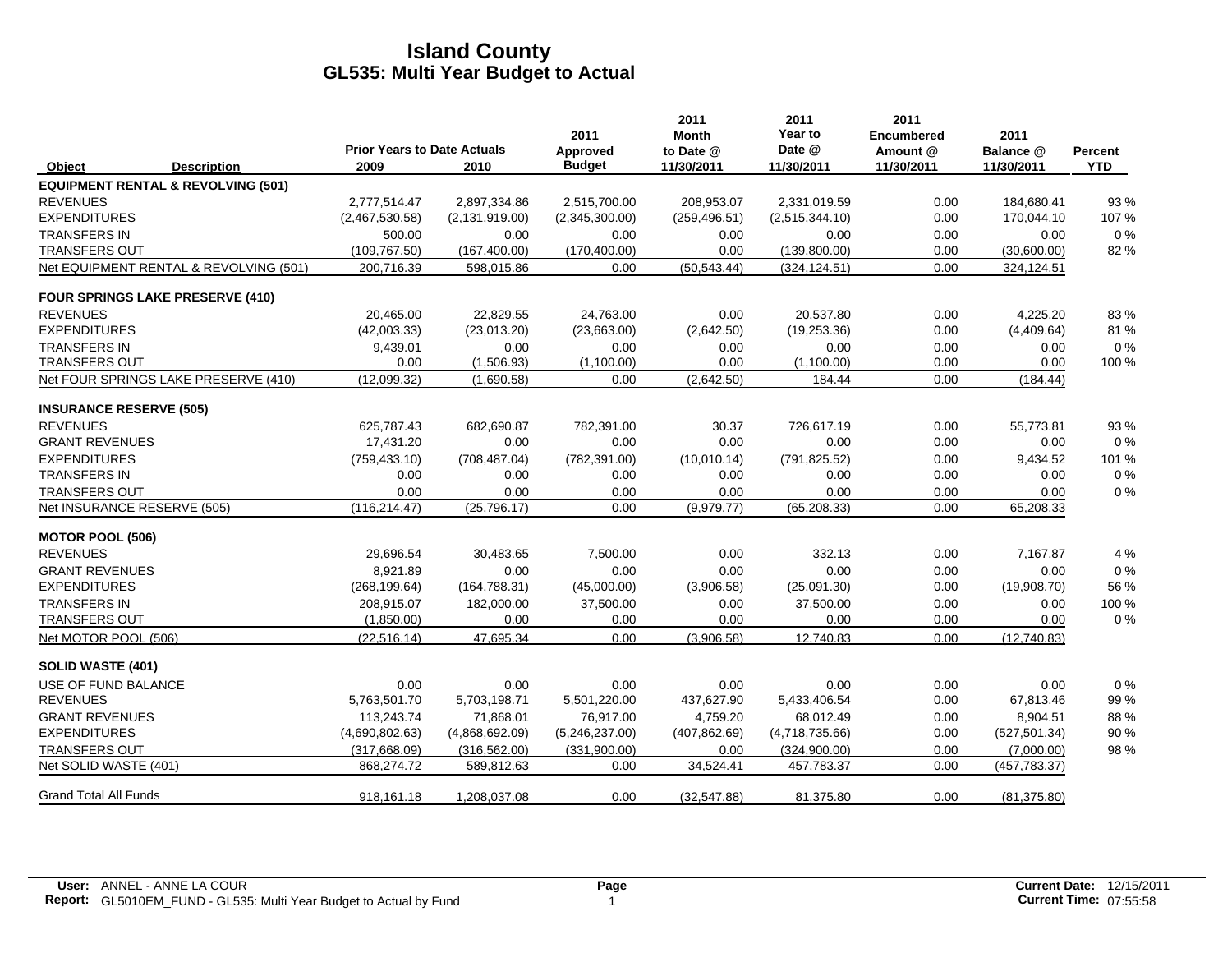# Island County
## GL535: Multi Year Budget to Actual

| Object | Description | Prior Years to Date Actuals 2009 | 2010 | 2011 Approved Budget | 2011 Month to Date @ 11/30/2011 | 2011 Year to Date @ 11/30/2011 | 2011 Encumbered Amount @ 11/30/2011 | 2011 Balance @ 11/30/2011 | Percent YTD |
|---|---|---|---|---|---|---|---|---|---|
| **EQUIPMENT RENTAL & REVOLVING (501)** | | | | | | | | | |
| REVENUES | | 2,777,514.47 | 2,897,334.86 | 2,515,700.00 | 208,953.07 | 2,331,019.59 | 0.00 | 184,680.41 | 93 % |
| EXPENDITURES | | (2,467,530.58) | (2,131,919.00) | (2,345,300.00) | (259,496.51) | (2,515,344.10) | 0.00 | 170,044.10 | 107 % |
| TRANSFERS IN | | 500.00 | 0.00 | 0.00 | 0.00 | 0.00 | 0.00 | 0.00 | 0 % |
| TRANSFERS OUT | | (109,767.50) | (167,400.00) | (170,400.00) | 0.00 | (139,800.00) | 0.00 | (30,600.00) | 82 % |
| Net EQUIPMENT RENTAL & REVOLVING (501) | | 200,716.39 | 598,015.86 | 0.00 | (50,543.44) | (324,124.51) | 0.00 | 324,124.51 | |
| **FOUR SPRINGS LAKE PRESERVE (410)** | | | | | | | | | |
| REVENUES | | 20,465.00 | 22,829.55 | 24,763.00 | 0.00 | 20,537.80 | 0.00 | 4,225.20 | 83 % |
| EXPENDITURES | | (42,003.33) | (23,013.20) | (23,663.00) | (2,642.50) | (19,253.36) | 0.00 | (4,409.64) | 81 % |
| TRANSFERS IN | | 9,439.01 | 0.00 | 0.00 | 0.00 | 0.00 | 0.00 | 0.00 | 0 % |
| TRANSFERS OUT | | 0.00 | (1,506.93) | (1,100.00) | 0.00 | (1,100.00) | 0.00 | 0.00 | 100 % |
| Net FOUR SPRINGS LAKE PRESERVE (410) | | (12,099.32) | (1,690.58) | 0.00 | (2,642.50) | 184.44 | 0.00 | (184.44) | |
| **INSURANCE RESERVE (505)** | | | | | | | | | |
| REVENUES | | 625,787.43 | 682,690.87 | 782,391.00 | 30.37 | 726,617.19 | 0.00 | 55,773.81 | 93 % |
| GRANT REVENUES | | 17,431.20 | 0.00 | 0.00 | 0.00 | 0.00 | 0.00 | 0.00 | 0 % |
| EXPENDITURES | | (759,433.10) | (708,487.04) | (782,391.00) | (10,010.14) | (791,825.52) | 0.00 | 9,434.52 | 101 % |
| TRANSFERS IN | | 0.00 | 0.00 | 0.00 | 0.00 | 0.00 | 0.00 | 0.00 | 0 % |
| TRANSFERS OUT | | 0.00 | 0.00 | 0.00 | 0.00 | 0.00 | 0.00 | 0.00 | 0 % |
| Net INSURANCE RESERVE (505) | | (116,214.47) | (25,796.17) | 0.00 | (9,979.77) | (65,208.33) | 0.00 | 65,208.33 | |
| **MOTOR POOL (506)** | | | | | | | | | |
| REVENUES | | 29,696.54 | 30,483.65 | 7,500.00 | 0.00 | 332.13 | 0.00 | 7,167.87 | 4 % |
| GRANT REVENUES | | 8,921.89 | 0.00 | 0.00 | 0.00 | 0.00 | 0.00 | 0.00 | 0 % |
| EXPENDITURES | | (268,199.64) | (164,788.31) | (45,000.00) | (3,906.58) | (25,091.30) | 0.00 | (19,908.70) | 56 % |
| TRANSFERS IN | | 208,915.07 | 182,000.00 | 37,500.00 | 0.00 | 37,500.00 | 0.00 | 0.00 | 100 % |
| TRANSFERS OUT | | (1,850.00) | 0.00 | 0.00 | 0.00 | 0.00 | 0.00 | 0.00 | 0 % |
| Net MOTOR POOL (506) | | (22,516.14) | 47,695.34 | 0.00 | (3,906.58) | 12,740.83 | 0.00 | (12,740.83) | |
| **SOLID WASTE (401)** | | | | | | | | | |
| USE OF FUND BALANCE | | 0.00 | 0.00 | 0.00 | 0.00 | 0.00 | 0.00 | 0.00 | 0 % |
| REVENUES | | 5,763,501.70 | 5,703,198.71 | 5,501,220.00 | 437,627.90 | 5,433,406.54 | 0.00 | 67,813.46 | 99 % |
| GRANT REVENUES | | 113,243.74 | 71,868.01 | 76,917.00 | 4,759.20 | 68,012.49 | 0.00 | 8,904.51 | 88 % |
| EXPENDITURES | | (4,690,802.63) | (4,868,692.09) | (5,246,237.00) | (407,862.69) | (4,718,735.66) | 0.00 | (527,501.34) | 90 % |
| TRANSFERS OUT | | (317,668.09) | (316,562.00) | (331,900.00) | 0.00 | (324,900.00) | 0.00 | (7,000.00) | 98 % |
| Net SOLID WASTE (401) | | 868,274.72 | 589,812.63 | 0.00 | 34,524.41 | 457,783.37 | 0.00 | (457,783.37) | |
| Grand Total All Funds | | 918,161.18 | 1,208,037.08 | 0.00 | (32,547.88) | 81,375.80 | 0.00 | (81,375.80) | |

**User:** ANNEL - ANNE LA COUR
**Report:** GL5010EM_FUND - GL535: Multi Year Budget to Actual by Fund

**Current Date:** 12/15/2011
**Current Time:** 07:55:58